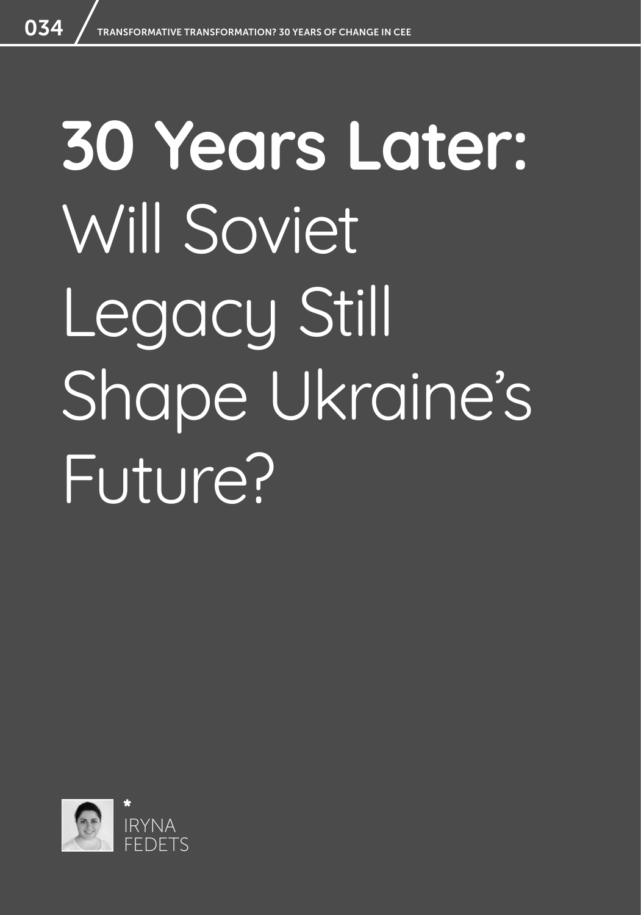# 30 Years Later: Will Soviet Legacy Still Shape Ukraine's Future?

*

IRYNA FEDETS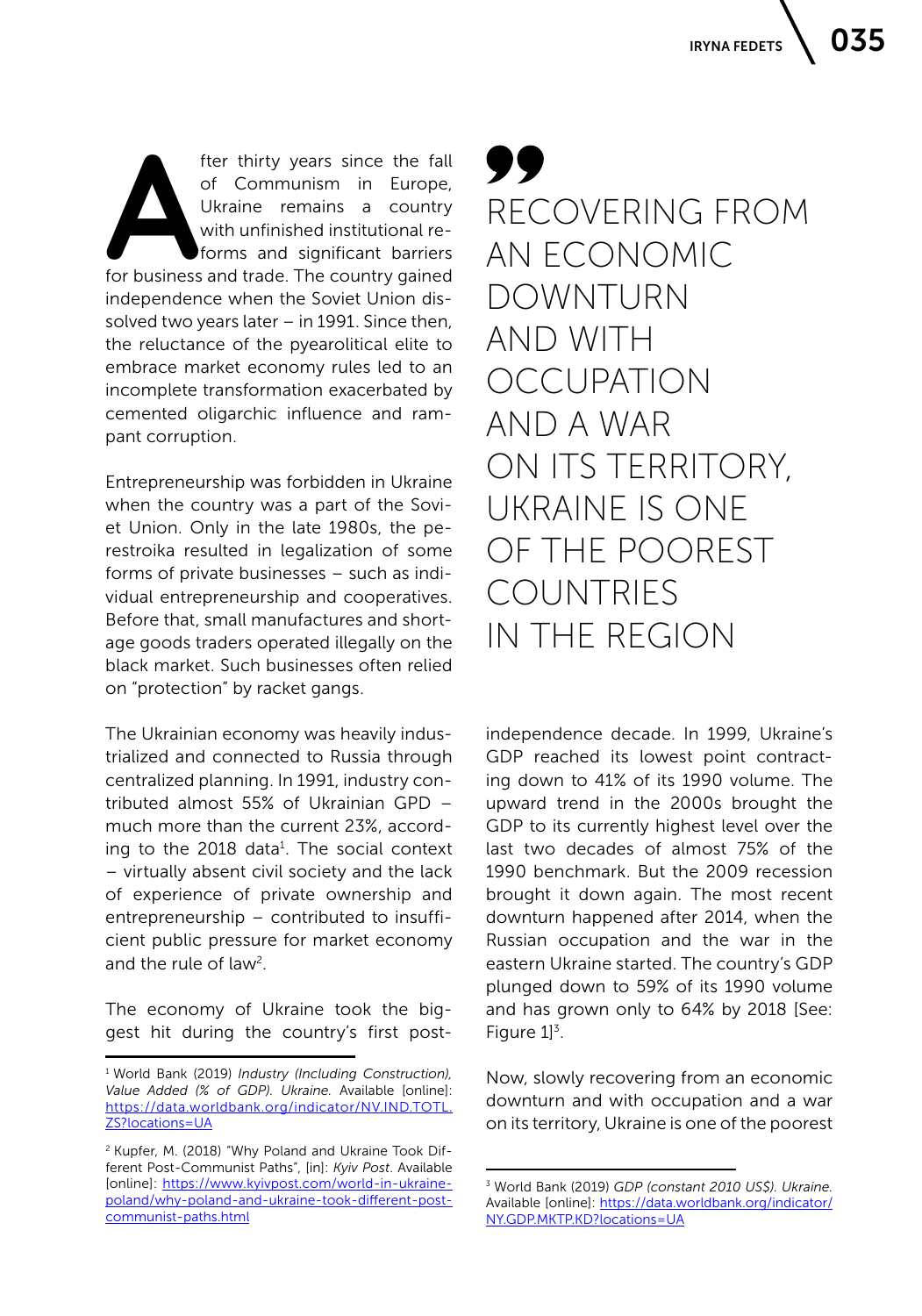After thirty years since the fall of Communism in Europe, Ukraine remains a country with unfinished institutional reforms and significant barriers for business and trade. The country gained independence when the Soviet Union dissolved two years later – in 1991. Since then, the reluctance of the pyearolitical elite to embrace market economy rules led to an incomplete transformation exacerbated by cemented oligarchic influence and rampant corruption.

Entrepreneurship was forbidden in Ukraine when the country was a part of the Soviet Union. Only in the late 1980s, the perestroika resulted in legalization of some forms of private businesses – such as individual entrepreneurship and cooperatives. Before that, small manufactures and shortage goods traders operated illegally on the black market. Such businesses often relied on "protection" by racket gangs.

The Ukrainian economy was heavily industrialized and connected to Russia through centralized planning. In 1991, industry contributed almost 55% of Ukrainian GPD – much more than the current 23%, according to the 2018 data[1]. The social context – virtually absent civil society and the lack of experience of private ownership and entrepreneurship – contributed to insufficient public pressure for market economy and the rule of law[2].

The economy of Ukraine took the biggest hit during the country's first post-independence decade. In 1999, Ukraine's GDP reached its lowest point contracting down to 41% of its 1990 volume. The upward trend in the 2000s brought the GDP to its currently highest level over the last two decades of almost 75% of the 1990 benchmark. But the 2009 recession brought it down again. The most recent downturn happened after 2014, when the Russian occupation and the war in the eastern Ukraine started. The country's GDP plunged down to 59% of its 1990 volume and has grown only to 64% by 2018 [See: Figure 1][3].

> RECOVERING FROM AN ECONOMIC DOWNTURN AND WITH OCCUPATION AND A WAR ON ITS TERRITORY, UKRAINE IS ONE OF THE POOREST COUNTRIES IN THE REGION

Now, slowly recovering from an economic downturn and with occupation and a war on its territory, Ukraine is one of the poorest

---

[1] World Bank (2019) *Industry (Including Construction), Value Added (% of GDP). Ukraine.* Available [online]: https://data.worldbank.org/indicator/NV.IND.TOTL.ZS?locations=UA

[2] Kupfer, M. (2018) "Why Poland and Ukraine Took Different Post-Communist Paths", [in]: *Kyiv Post*. Available [online]: https://www.kyivpost.com/world-in-ukraine-poland/why-poland-and-ukraine-took-different-post-communist-paths.html

[3] World Bank (2019) *GDP (constant 2010 US$). Ukraine.* Available [online]: https://data.worldbank.org/indicator/NY.GDP.MKTP.KD?locations=UA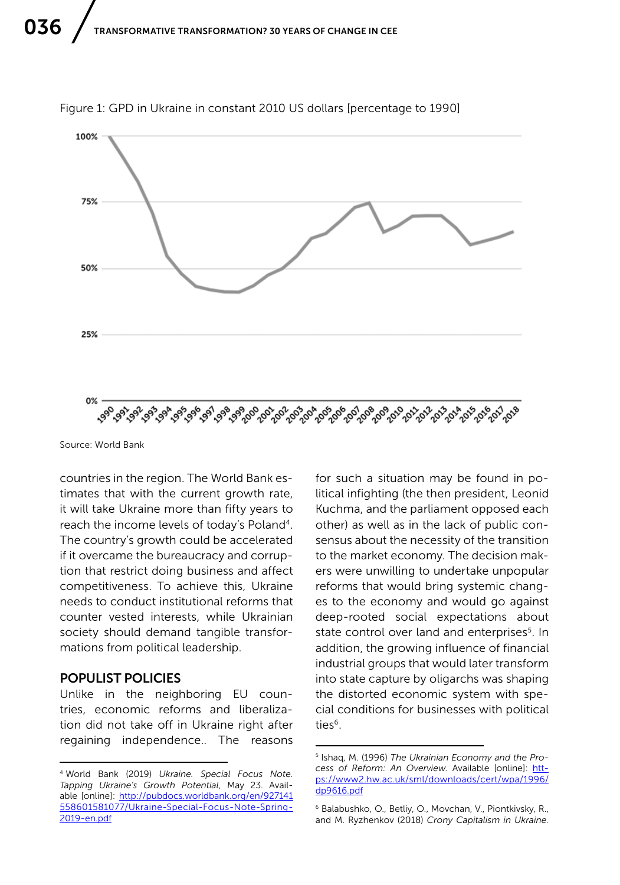Figure 1: GPD in Ukraine in constant 2010 US dollars [percentage to 1990]

Source: World Bank

countries in the region. The World Bank estimates that with the current growth rate, it will take Ukraine more than fifty years to reach the income levels of today's Poland[4]. The country's growth could be accelerated if it overcame the bureaucracy and corruption that restrict doing business and affect competitiveness. To achieve this, Ukraine needs to conduct institutional reforms that counter vested interests, while Ukrainian society should demand tangible transformations from political leadership.

## POPULIST POLICIES

Unlike in the neighboring EU countries, economic reforms and liberalization did not take off in Ukraine right after regaining independence.. The reasons for such a situation may be found in political infighting (the then president, Leonid Kuchma, and the parliament opposed each other) as well as in the lack of public consensus about the necessity of the transition to the market economy. The decision makers were unwilling to undertake unpopular reforms that would bring systemic changes to the economy and would go against deep-rooted social expectations about state control over land and enterprises[5]. In addition, the growing influence of financial industrial groups that would later transform into state capture by oligarchs was shaping the distorted economic system with special conditions for businesses with political ties[6].

---

[4] World Bank (2019) *Ukraine. Special Focus Note. Tapping Ukraine's Growth Potential*, May 23. Available [online]: http://pubdocs.worldbank.org/en/927141558601581077/Ukraine-Special-Focus-Note-Spring-2019-en.pdf

[5] Ishaq, M. (1996) *The Ukrainian Economy and the Process of Reform: An Overview.* Available [online]: https://www2.hw.ac.uk/sml/downloads/cert/wpa/1996/dp9616.pdf

[6] Balabushko, O., Betliy, O., Movchan, V., Piontkivsky, R., and M. Ryzhenkov (2018) *Crony Capitalism in Ukraine.*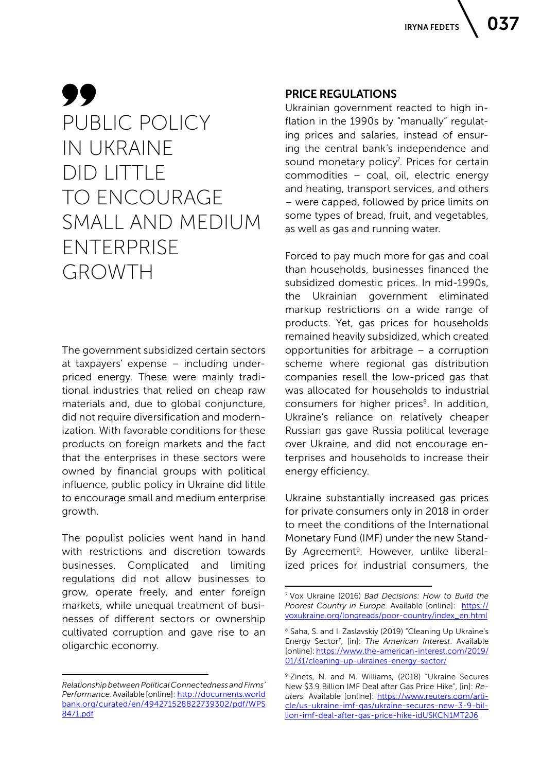> PUBLIC POLICY IN UKRAINE DID LITTLE TO ENCOURAGE SMALL AND MEDIUM ENTERPRISE GROWTH

The government subsidized certain sectors at taxpayers' expense – including underpriced energy. These were mainly traditional industries that relied on cheap raw materials and, due to global conjuncture, did not require diversification and modernization. With favorable conditions for these products on foreign markets and the fact that the enterprises in these sectors were owned by financial groups with political influence, public policy in Ukraine did little to encourage small and medium enterprise growth.

The populist policies went hand in hand with restrictions and discretion towards businesses. Complicated and limiting regulations did not allow businesses to grow, operate freely, and enter foreign markets, while unequal treatment of businesses of different sectors or ownership cultivated corruption and gave rise to an oligarchic economy.

### PRICE REGULATIONS

Ukrainian government reacted to high inflation in the 1990s by "manually" regulating prices and salaries, instead of ensuring the central bank's independence and sound monetary policy[7]. Prices for certain commodities – coal, oil, electric energy and heating, transport services, and others – were capped, followed by price limits on some types of bread, fruit, and vegetables, as well as gas and running water.

Forced to pay much more for gas and coal than households, businesses financed the subsidized domestic prices. In mid-1990s, the Ukrainian government eliminated markup restrictions on a wide range of products. Yet, gas prices for households remained heavily subsidized, which created opportunities for arbitrage – a corruption scheme where regional gas distribution companies resell the low-priced gas that was allocated for households to industrial consumers for higher prices[8]. In addition, Ukraine's reliance on relatively cheaper Russian gas gave Russia political leverage over Ukraine, and did not encourage enterprises and households to increase their energy efficiency.

Ukraine substantially increased gas prices for private consumers only in 2018 in order to meet the conditions of the International Monetary Fund (IMF) under the new Stand-By Agreement[9]. However, unlike liberalized prices for industrial consumers, the

---

*Relationship between Political Connectedness and Firms' Performance.* Available [online]: http://documents.worldbank.org/curated/en/494271528822739302/pdf/WPS8471.pdf

[7] Vox Ukraine (2016) *Bad Decisions: How to Build the Poorest Country in Europe.* Available [online]: https://voxukraine.org/longreads/poor-country/index_en.html

[8] Saha, S. and I. Zaslavskiy (2019) "Cleaning Up Ukraine's Energy Sector", [in]: *The American Interest*. Available [online]: https://www.the-american-interest.com/2019/01/31/cleaning-up-ukraines-energy-sector/

[9] Zinets, N. and M. Williams, (2018) "Ukraine Secures New $3.9 Billion IMF Deal after Gas Price Hike", [in]: *Reuters.* Available [online]: https://www.reuters.com/article/us-ukraine-imf-gas/ukraine-secures-new-3-9-billion-imf-deal-after-gas-price-hike-idUSKCN1MT2J6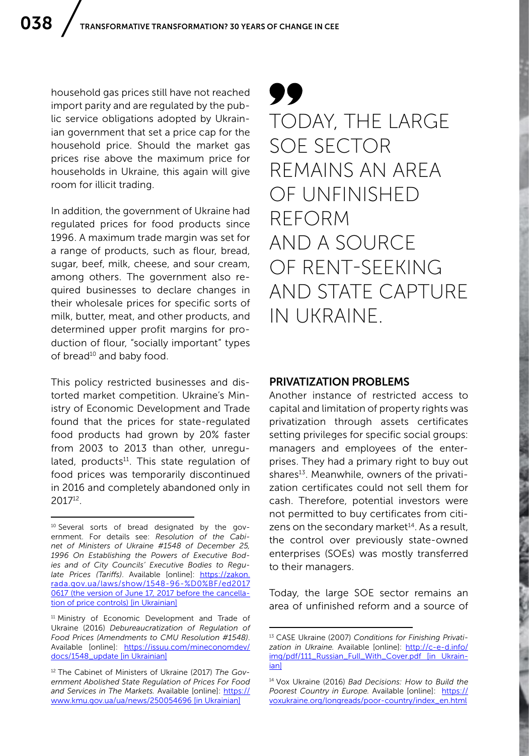household gas prices still have not reached import parity and are regulated by the public service obligations adopted by Ukrainian government that set a price cap for the household price. Should the market gas prices rise above the maximum price for households in Ukraine, this again will give room for illicit trading.

In addition, the government of Ukraine had regulated prices for food products since 1996. A maximum trade margin was set for a range of products, such as flour, bread, sugar, beef, milk, cheese, and sour cream, among others. The government also required businesses to declare changes in their wholesale prices for specific sorts of milk, butter, meat, and other products, and determined upper profit margins for production of flour, "socially important" types of bread[10] and baby food.

This policy restricted businesses and distorted market competition. Ukraine's Ministry of Economic Development and Trade found that the prices for state-regulated food products had grown by 20% faster from 2003 to 2013 than other, unregulated, products[11]. This state regulation of food prices was temporarily discontinued in 2016 and completely abandoned only in 2017[12].

> TODAY, THE LARGE SOE SECTOR REMAINS AN AREA OF UNFINISHED REFORM AND A SOURCE OF RENT-SEEKING AND STATE CAPTURE IN UKRAINE.

## PRIVATIZATION PROBLEMS

Another instance of restricted access to capital and limitation of property rights was privatization through assets certificates setting privileges for specific social groups: managers and employees of the enterprises. They had a primary right to buy out shares[13]. Meanwhile, owners of the privatization certificates could not sell them for cash. Therefore, potential investors were not permitted to buy certificates from citizens on the secondary market[14]. As a result, the control over previously state-owned enterprises (SOEs) was mostly transferred to their managers.

Today, the large SOE sector remains an area of unfinished reform and a source of

---

[10] Several sorts of bread designated by the government. For details see: *Resolution of the Cabinet of Ministers of Ukraine #1548 of December 25, 1996 On Establishing the Powers of Executive Bodies and of City Councils' Executive Bodies to Regulate Prices (Tariffs)*. Available [online]: https://zakon.rada.gov.ua/laws/show/1548-96-%D0%BF/ed20170617 (the version of June 17, 2017 before the cancellation of price controls) [in Ukrainian]

[11] Ministry of Economic Development and Trade of Ukraine (2016) *Debureaucratization of Regulation of Food Prices (Amendments to CMU Resolution #1548)*. Available [online]: https://issuu.com/mineconomdev/docs/1548_update [in Ukrainian]

[12] The Cabinet of Ministers of Ukraine (2017) *The Government Abolished State Regulation of Prices For Food and Services in The Markets.* Available [online]: https://www.kmu.gov.ua/ua/news/250054696 [in Ukrainian]

[13] CASE Ukraine (2007) *Conditions for Finishing Privatization in Ukraine.* Available [online]: http://c-e-d.info/img/pdf/111_Russian_Full_With_Cover.pdf [in Ukrainian]

[14] Vox Ukraine (2016) *Bad Decisions: How to Build the Poorest Country in Europe.* Available [online]: https://voxukraine.org/longreads/poor-country/index_en.html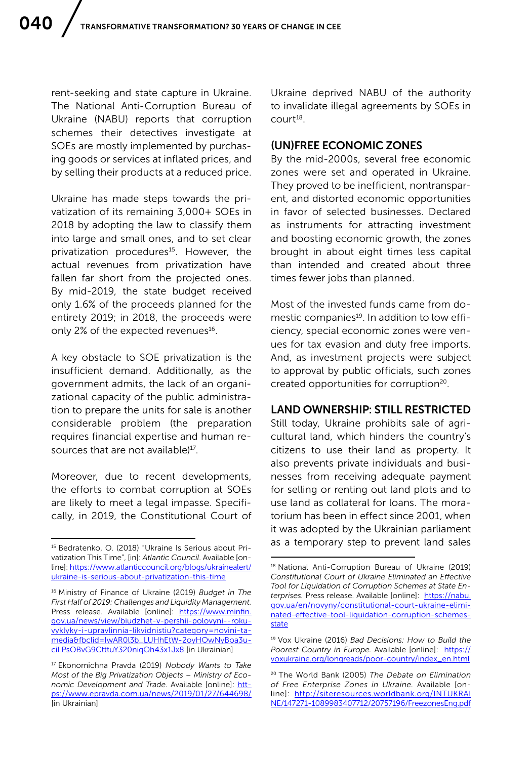rent-seeking and state capture in Ukraine. The National Anti-Corruption Bureau of Ukraine (NABU) reports that corruption schemes their detectives investigate at SOEs are mostly implemented by purchasing goods or services at inflated prices, and by selling their products at a reduced price.

Ukraine has made steps towards the privatization of its remaining 3,000+ SOEs in 2018 by adopting the law to classify them into large and small ones, and to set clear privatization procedures[15]. However, the actual revenues from privatization have fallen far short from the projected ones. By mid-2019, the state budget received only 1.6% of the proceeds planned for the entirety 2019; in 2018, the proceeds were only 2% of the expected revenues[16].

A key obstacle to SOE privatization is the insufficient demand. Additionally, as the government admits, the lack of an organizational capacity of the public administration to prepare the units for sale is another considerable problem (the preparation requires financial expertise and human resources that are not available)[17].

Moreover, due to recent developments, the efforts to combat corruption at SOEs are likely to meet a legal impasse. Specifically, in 2019, the Constitutional Court of Ukraine deprived NABU of the authority to invalidate illegal agreements by SOEs in court[18].

## (UN)FREE ECONOMIC ZONES

By the mid-2000s, several free economic zones were set and operated in Ukraine. They proved to be inefficient, nontransparent, and distorted economic opportunities in favor of selected businesses. Declared as instruments for attracting investment and boosting economic growth, the zones brought in about eight times less capital than intended and created about three times fewer jobs than planned.

Most of the invested funds came from domestic companies[19]. In addition to low efficiency, special economic zones were venues for tax evasion and duty free imports. And, as investment projects were subject to approval by public officials, such zones created opportunities for corruption[20].

## LAND OWNERSHIP: STILL RESTRICTED

Still today, Ukraine prohibits sale of agricultural land, which hinders the country's citizens to use their land as property. It also prevents private individuals and businesses from receiving adequate payment for selling or renting out land plots and to use land as collateral for loans. The moratorium has been in effect since 2001, when it was adopted by the Ukrainian parliament as a temporary step to prevent land sales

---

[15] Bedratenko, O. (2018) "Ukraine Is Serious about Privatization This Time", [in]: *Atlantic Council*. Available [online]: https://www.atlanticcouncil.org/blogs/ukrainealert/ukraine-is-serious-about-privatization-this-time

[16] Ministry of Finance of Ukraine (2019) *Budget in The First Half of 2019: Challenges and Liquidity Management.* Press release. Available [online]: https://www.minfin.gov.ua/news/view/biudzhet-v-pershii-polovyni--roku-vyklyky-i-upravlinnia-likvidnistiu?category=novini-ta-media&fbclid=IwAR0l3b_LUHhEtW-2oyHOwNyBoa3uciLPsOBvG9CtttuY320niqOh43x1Jx8 [in Ukrainian]

[17] Ekonomichna Pravda (2019) *Nobody Wants to Take Most of the Big Privatization Objects – Ministry of Economic Development and Trade.* Available [online]: https://www.epravda.com.ua/news/2019/01/27/644698/ [in Ukrainian]

[18] National Anti-Corruption Bureau of Ukraine (2019) *Constitutional Court of Ukraine Eliminated an Effective Tool for Liquidation of Corruption Schemes at State Enterprises.* Press release. Available [online]: https://nabu.gov.ua/en/novyny/constitutional-court-ukraine-eliminated-effective-tool-liquidation-corruption-schemes-state

[19] Vox Ukraine (2016) *Bad Decisions: How to Build the Poorest Country in Europe.* Available [online]: https://voxukraine.org/longreads/poor-country/index_en.html

[20] The World Bank (2005) *The Debate on Elimination of Free Enterprise Zones in Ukraine.* Available [online]: http://siteresources.worldbank.org/INTUKRAINE/147271-1089983407712/20757196/FreezonesEng.pdf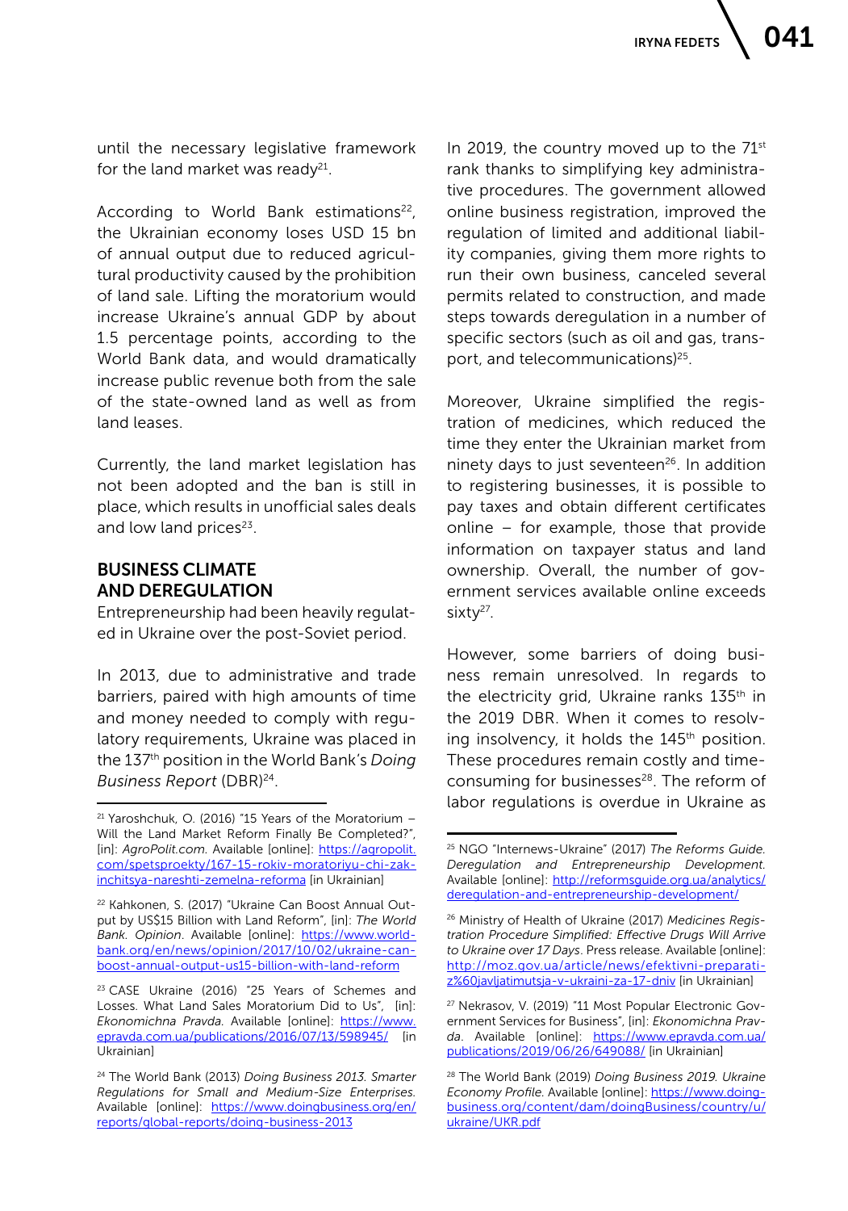until the necessary legislative framework for the land market was ready[21].

According to World Bank estimations[22], the Ukrainian economy loses USD 15 bn of annual output due to reduced agricultural productivity caused by the prohibition of land sale. Lifting the moratorium would increase Ukraine's annual GDP by about 1.5 percentage points, according to the World Bank data, and would dramatically increase public revenue both from the sale of the state-owned land as well as from land leases.

Currently, the land market legislation has not been adopted and the ban is still in place, which results in unofficial sales deals and low land prices[23].

## BUSINESS CLIMATE AND DEREGULATION

Entrepreneurship had been heavily regulated in Ukraine over the post-Soviet period.

In 2013, due to administrative and trade barriers, paired with high amounts of time and money needed to comply with regulatory requirements, Ukraine was placed in the 137th position in the World Bank's *Doing Business Report* (DBR)[24].

In 2019, the country moved up to the 71st rank thanks to simplifying key administrative procedures. The government allowed online business registration, improved the regulation of limited and additional liability companies, giving them more rights to run their own business, canceled several permits related to construction, and made steps towards deregulation in a number of specific sectors (such as oil and gas, transport, and telecommunications)[25].

Moreover, Ukraine simplified the registration of medicines, which reduced the time they enter the Ukrainian market from ninety days to just seventeen[26]. In addition to registering businesses, it is possible to pay taxes and obtain different certificates online – for example, those that provide information on taxpayer status and land ownership. Overall, the number of government services available online exceeds sixty[27].

However, some barriers of doing business remain unresolved. In regards to the electricity grid, Ukraine ranks 135th in the 2019 DBR. When it comes to resolving insolvency, it holds the 145th position. These procedures remain costly and time-consuming for businesses[28]. The reform of labor regulations is overdue in Ukraine as

---

[21] Yaroshchuk, O. (2016) "15 Years of the Moratorium – Will the Land Market Reform Finally Be Completed?", [in]: *AgroPolit.com*. Available [online]: https://agropolit.com/spetsproekty/167-15-rokiv-moratoriyu-chi-zakinchitsya-nareshti-zemelna-reforma [in Ukrainian]

[22] Kahkonen, S. (2017) "Ukraine Can Boost Annual Output by US$15 Billion with Land Reform", [in]: *The World Bank. Opinion*. Available [online]: https://www.worldbank.org/en/news/opinion/2017/10/02/ukraine-can-boost-annual-output-us15-billion-with-land-reform

[23] CASE Ukraine (2016) "25 Years of Schemes and Losses. What Land Sales Moratorium Did to Us", [in]: *Ekonomichna Pravda*. Available [online]: https://www.epravda.com.ua/publications/2016/07/13/598945/ [in Ukrainian]

[24] The World Bank (2013) *Doing Business 2013. Smarter Regulations for Small and Medium-Size Enterprises*. Available [online]: https://www.doingbusiness.org/en/reports/global-reports/doing-business-2013

[25] NGO "Internews-Ukraine" (2017) *The Reforms Guide. Deregulation and Entrepreneurship Development*. Available [online]: http://reformsguide.org.ua/analytics/deregulation-and-entrepreneurship-development/

[26] Ministry of Health of Ukraine (2017) *Medicines Registration Procedure Simplified: Effective Drugs Will Arrive to Ukraine over 17 Days*. Press release. Available [online]: http://moz.gov.ua/article/news/efektivni-preparatiz%60javljatimutsja-v-ukraini-za-17-dniv [in Ukrainian]

[27] Nekrasov, V. (2019) "11 Most Popular Electronic Government Services for Business", [in]: *Ekonomichna Pravda*. Available [online]: https://www.epravda.com.ua/publications/2019/06/26/649088/ [in Ukrainian]

[28] The World Bank (2019) *Doing Business 2019. Ukraine Economy Profile*. Available [online]: https://www.doingbusiness.org/content/dam/doingBusiness/country/u/ukraine/UKR.pdf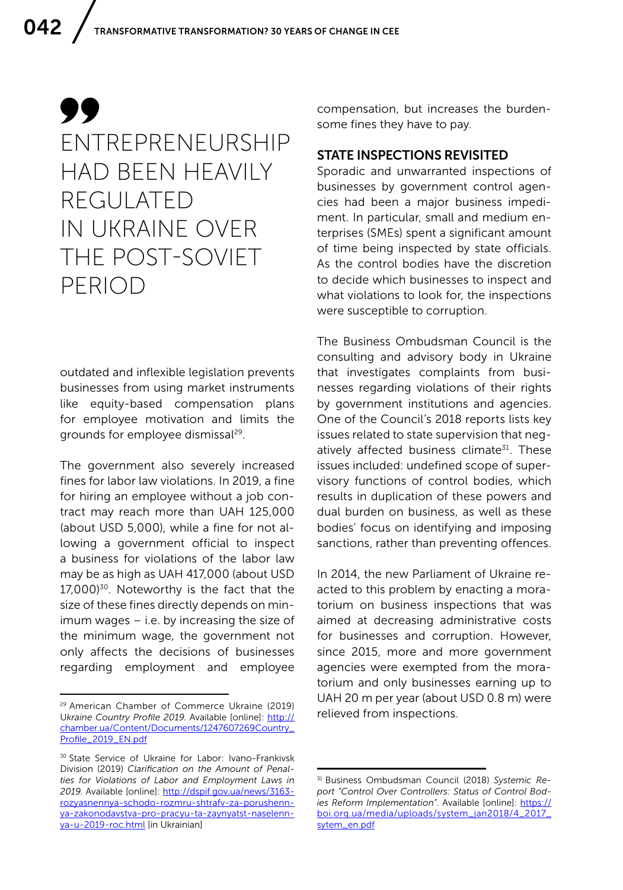> ENTREPRENEURSHIP HAD BEEN HEAVILY REGULATED IN UKRAINE OVER THE POST-SOVIET PERIOD

outdated and inflexible legislation prevents businesses from using market instruments like equity-based compensation plans for employee motivation and limits the grounds for employee dismissal[29].

The government also severely increased fines for labor law violations. In 2019, a fine for hiring an employee without a job contract may reach more than UAH 125,000 (about USD 5,000), while a fine for not allowing a government official to inspect a business for violations of the labor law may be as high as UAH 417,000 (about USD 17,000)[30]. Noteworthy is the fact that the size of these fines directly depends on minimum wages – i.e. by increasing the size of the minimum wage, the government not only affects the decisions of businesses regarding employment and employee compensation, but increases the burdensome fines they have to pay.

### STATE INSPECTIONS REVISITED

Sporadic and unwarranted inspections of businesses by government control agencies had been a major business impediment. In particular, small and medium enterprises (SMEs) spent a significant amount of time being inspected by state officials. As the control bodies have the discretion to decide which businesses to inspect and what violations to look for, the inspections were susceptible to corruption.

The Business Ombudsman Council is the consulting and advisory body in Ukraine that investigates complaints from businesses regarding violations of their rights by government institutions and agencies. One of the Council's 2018 reports lists key issues related to state supervision that negatively affected business climate[31]. These issues included: undefined scope of supervisory functions of control bodies, which results in duplication of these powers and dual burden on business, as well as these bodies' focus on identifying and imposing sanctions, rather than preventing offences.

In 2014, the new Parliament of Ukraine reacted to this problem by enacting a moratorium on business inspections that was aimed at decreasing administrative costs for businesses and corruption. However, since 2015, more and more government agencies were exempted from the moratorium and only businesses earning up to UAH 20 m per year (about USD 0.8 m) were relieved from inspections.

---

[29] American Chamber of Commerce Ukraine (2019) *Ukraine Country Profile 2019*. Available [online]: http://chamber.ua/Content/Documents/1247607269Country_Profile_2019_EN.pdf

[30] State Service of Ukraine for Labor: Ivano-Frankivsk Division (2019) *Clarification on the Amount of Penalties for Violations of Labor and Employment Laws in 2019*. Available [online]: http://dspif.gov.ua/news/3163-rozyasnennya-schodo-rozmru-shtrafv-za-porushennya-zakonodavstva-pro-pracyu-ta-zaynyatst-naselennya-u-2019-roc.html [in Ukrainian]

[31] Business Ombudsman Council (2018) *Systemic Report "Control Over Controllers: Status of Control Bodies Reform Implementation"*. Available [online]: https://boi.org.ua/media/uploads/system_jan2018/4_2017_sytem_en.pdf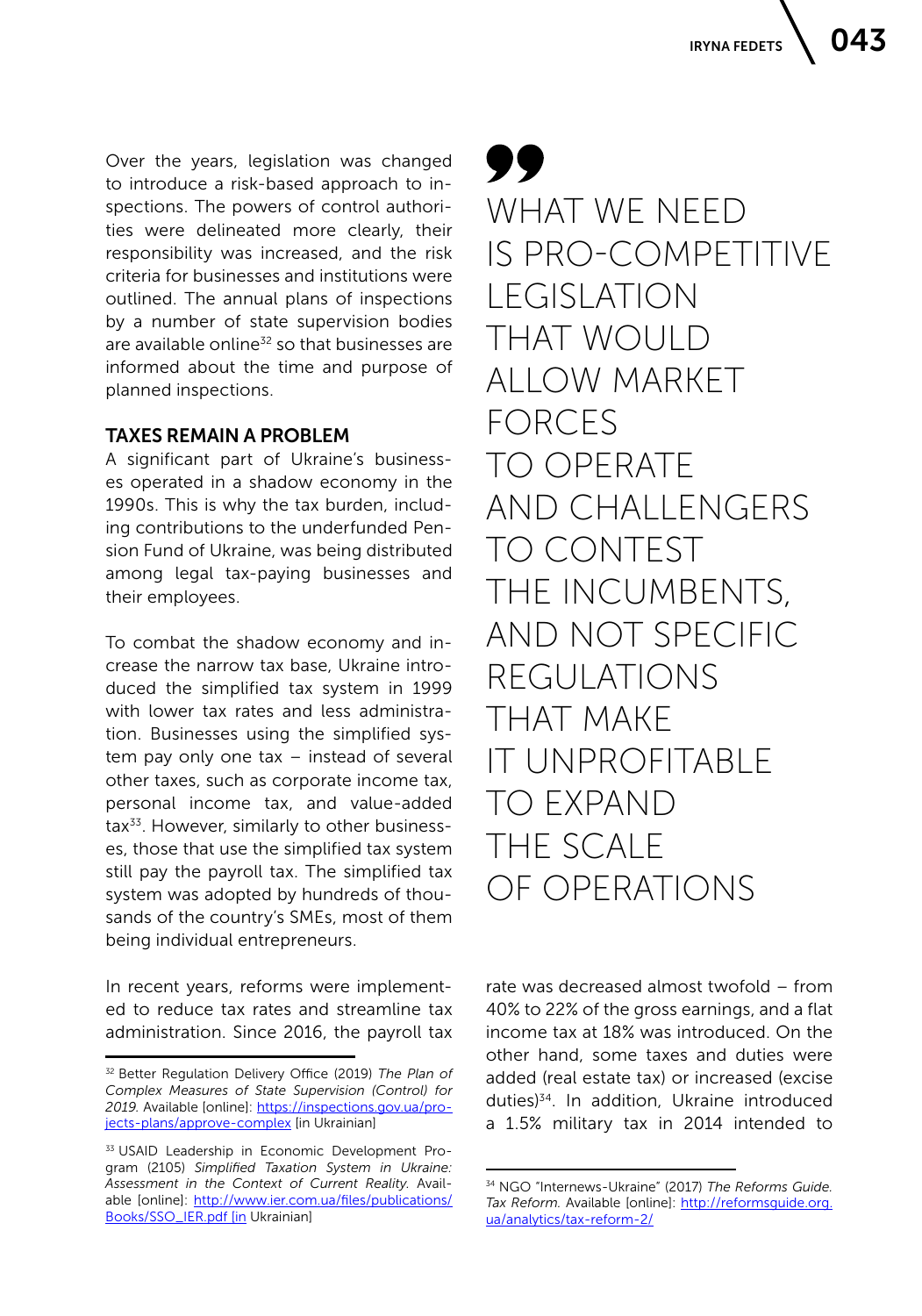Over the years, legislation was changed to introduce a risk-based approach to inspections. The powers of control authorities were delineated more clearly, their responsibility was increased, and the risk criteria for businesses and institutions were outlined. The annual plans of inspections by a number of state supervision bodies are available online[32] so that businesses are informed about the time and purpose of planned inspections.

> WHAT WE NEED IS PRO-COMPETITIVE LEGISLATION THAT WOULD ALLOW MARKET FORCES TO OPERATE AND CHALLENGERS TO CONTEST THE INCUMBENTS, AND NOT SPECIFIC REGULATIONS THAT MAKE IT UNPROFITABLE TO EXPAND THE SCALE OF OPERATIONS

### TAXES REMAIN A PROBLEM

A significant part of Ukraine's businesses operated in a shadow economy in the 1990s. This is why the tax burden, including contributions to the underfunded Pension Fund of Ukraine, was being distributed among legal tax-paying businesses and their employees.

To combat the shadow economy and increase the narrow tax base, Ukraine introduced the simplified tax system in 1999 with lower tax rates and less administration. Businesses using the simplified system pay only one tax – instead of several other taxes, such as corporate income tax, personal income tax, and value-added tax[33]. However, similarly to other businesses, those that use the simplified tax system still pay the payroll tax. The simplified tax system was adopted by hundreds of thousands of the country's SMEs, most of them being individual entrepreneurs.

In recent years, reforms were implemented to reduce tax rates and streamline tax administration. Since 2016, the payroll tax rate was decreased almost twofold – from 40% to 22% of the gross earnings, and a flat income tax at 18% was introduced. On the other hand, some taxes and duties were added (real estate tax) or increased (excise duties)[34]. In addition, Ukraine introduced a 1.5% military tax in 2014 intended to

---

[32] Better Regulation Delivery Office (2019) *The Plan of Complex Measures of State Supervision (Control) for 2019.* Available [online]: https://inspections.gov.ua/projects-plans/approve-complex [in Ukrainian]

[33] USAID Leadership in Economic Development Program (2105) *Simplified Taxation System in Ukraine: Assessment in the Context of Current Reality.* Available [online]: http://www.ier.com.ua/files/publications/Books/SSO_IER.pdf [in Ukrainian]

[34] NGO "Internews-Ukraine" (2017) *The Reforms Guide. Tax Reform.* Available [online]: http://reformsguide.org.ua/analytics/tax-reform-2/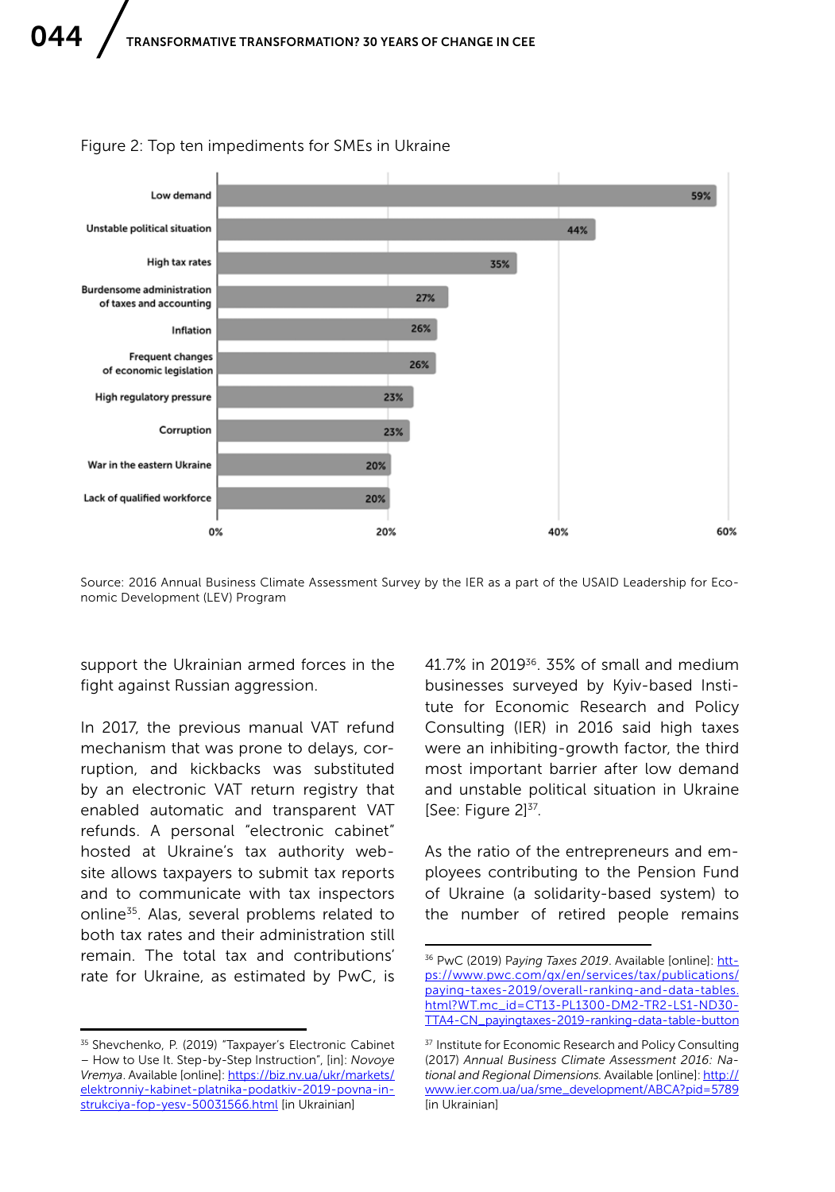Figure 2: Top ten impediments for SMEs in Ruraine

| Impediment | Share |
|---|---|
| Low demand | 59% |
| Unstable political situation | 44% |
| High tax rates | 35% |
| Burdensome administration of taxes and accounting | 27% |
| Inflation | 26% |
| Frequent changes of economic legislation | 26% |
| High regulatory pressure | 23% |
| Corruption | 23% |
| War in the eastern Ukraine | 20% |
| Lack of qualified workforce | 20% |

Source: 2016 Annual Business Climate Assessment Survey by the IER as a part of the USAID Leadership for Economic Development (LEV) Program

support the Ukrainian armed forces in the fight against Russian aggression.

In 2017, the previous manual VAT refund mechanism that was prone to delays, corruption, and kickbacks was substituted by an electronic VAT return registry that enabled automatic and transparent VAT refunds. A personal "electronic cabinet" hosted at Ukraine's tax authority website allows taxpayers to submit tax reports and to communicate with tax inspectors online[35]. Alas, several problems related to both tax rates and their administration still remain. The total tax and contributions' rate for Ukraine, as estimated by PwC, is 41.7% in 2019[36]. 35% of small and medium businesses surveyed by Kyiv-based Institute for Economic Research and Policy Consulting (IER) in 2016 said high taxes were an inhibiting-growth factor, the third most important barrier after low demand and unstable political situation in Ukraine [See: Figure 2][37].

As the ratio of the entrepreneurs and employees contributing to the Pension Fund of Ukraine (a solidarity-based system) to the number of retired people remains

---

[35] Shevchenko, P. (2019) "Taxpayer's Electronic Cabinet – How to Use It. Step-by-Step Instruction", [in]: *Novoye Vremya*. Available [online]: https://biz.nv.ua/ukr/markets/elektronniy-kabinet-platnika-podatkiv-2019-povna-instrukciya-fop-yesv-50031566.html [in Ukrainian]

[36] PwC (2019) *Paying Taxes 2019*. Available [online]: https://www.pwc.com/gx/en/services/tax/publications/paying-taxes-2019/overall-ranking-and-data-tables.html?WT.mc_id=CT13-PL1300-DM2-TR2-LS1-ND30-TTA4-CN_payingtaxes-2019-ranking-data-table-button

[37] Institute for Economic Research and Policy Consulting (2017) *Annual Business Climate Assessment 2016: National and Regional Dimensions.* Available [online]: http://www.ier.com.ua/ua/sme_development/ABCA?pid=5789 [in Ukrainian]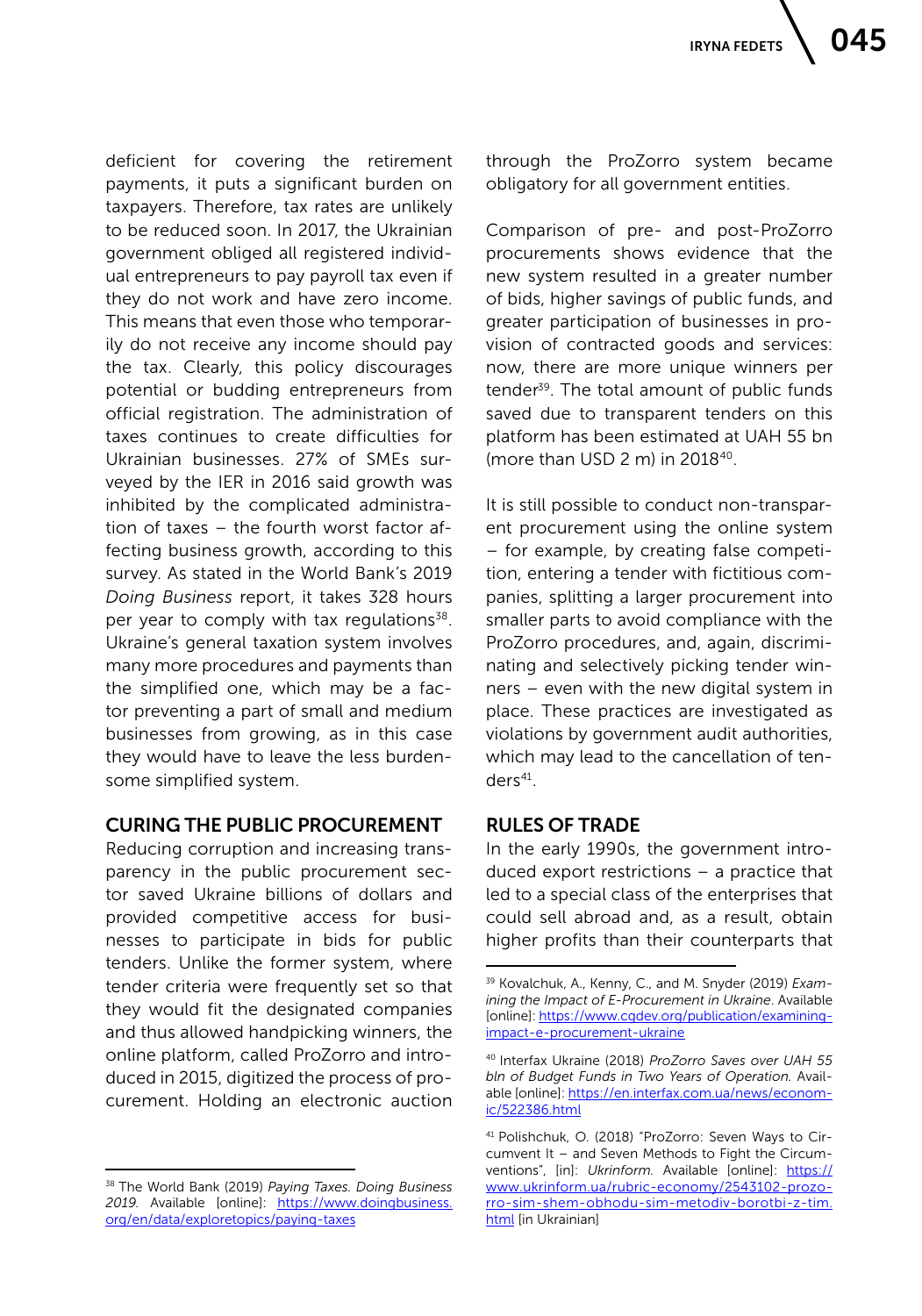deficient for covering the retirement payments, it puts a significant burden on taxpayers. Therefore, tax rates are unlikely to be reduced soon. In 2017, the Ukrainian government obliged all registered individual entrepreneurs to pay payroll tax even if they do not work and have zero income. This means that even those who temporarily do not receive any income should pay the tax. Clearly, this policy discourages potential or budding entrepreneurs from official registration. The administration of taxes continues to create difficulties for Ukrainian businesses. 27% of SMEs surveyed by the IER in 2016 said growth was inhibited by the complicated administration of taxes – the fourth worst factor affecting business growth, according to this survey. As stated in the World Bank's 2019 *Doing Business* report, it takes 328 hours per year to comply with tax regulations[38]. Ukraine's general taxation system involves many more procedures and payments than the simplified one, which may be a factor preventing a part of small and medium businesses from growing, as in this case they would have to leave the less burdensome simplified system.

## CURING THE PUBLIC PROCUREMENT

Reducing corruption and increasing transparency in the public procurement sector saved Ukraine billions of dollars and provided competitive access for businesses to participate in bids for public tenders. Unlike the former system, where tender criteria were frequently set so that they would fit the designated companies and thus allowed handpicking winners, the online platform, called ProZorro and introduced in 2015, digitized the process of procurement. Holding an electronic auction through the ProZorro system became obligatory for all government entities.

Comparison of pre- and post-ProZorro procurements shows evidence that the new system resulted in a greater number of bids, higher savings of public funds, and greater participation of businesses in provision of contracted goods and services: now, there are more unique winners per tender[39]. The total amount of public funds saved due to transparent tenders on this platform has been estimated at UAH 55 bn (more than USD 2 m) in 2018[40].

It is still possible to conduct non-transparent procurement using the online system – for example, by creating false competition, entering a tender with fictitious companies, splitting a larger procurement into smaller parts to avoid compliance with the ProZorro procedures, and, again, discriminating and selectively picking tender winners – even with the new digital system in place. These practices are investigated as violations by government audit authorities, which may lead to the cancellation of tenders[41].

## RULES OF TRADE

In the early 1990s, the government introduced export restrictions – a practice that led to a special class of the enterprises that could sell abroad and, as a result, obtain higher profits than their counterparts that

---

[38] The World Bank (2019) *Paying Taxes. Doing Business 2019.* Available [online]: https://www.doingbusiness.org/en/data/exploretopics/paying-taxes

[39] Kovalchuk, A., Kenny, C., and M. Snyder (2019) *Examining the Impact of E-Procurement in Ukraine*. Available [online]: https://www.cgdev.org/publication/examining-impact-e-procurement-ukraine

[40] Interfax Ukraine (2018) *ProZorro Saves over UAH 55 bln of Budget Funds in Two Years of Operation.* Available [online]: https://en.interfax.com.ua/news/economic/522386.html

[41] Polishchuk, O. (2018) "ProZorro: Seven Ways to Circumvent It – and Seven Methods to Fight the Circumventions", [in]: *Ukrinform.* Available [online]: https://www.ukrinform.ua/rubric-economy/2543102-prozorro-sim-shem-obhodu-sim-metodiv-borotbi-z-tim.html [in Ukrainian]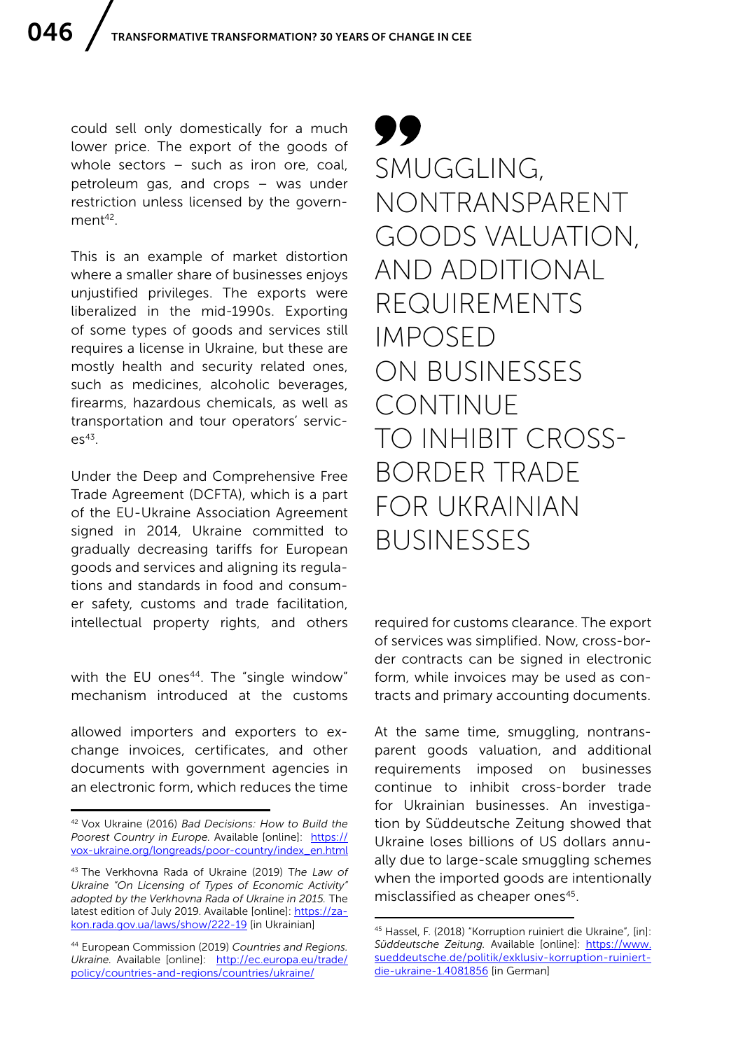could sell only domestically for a much lower price. The export of the goods of whole sectors – such as iron ore, coal, petroleum gas, and crops – was under restriction unless licensed by the government[42].

This is an example of market distortion where a smaller share of businesses enjoys unjustified privileges. The exports were liberalized in the mid-1990s. Exporting of some types of goods and services still requires a license in Ukraine, but these are mostly health and security related ones, such as medicines, alcoholic beverages, firearms, hazardous chemicals, as well as transportation and tour operators' services[43].

Under the Deep and Comprehensive Free Trade Agreement (DCFTA), which is a part of the EU-Ukraine Association Agreement signed in 2014, Ukraine committed to gradually decreasing tariffs for European goods and services and aligning its regulations and standards in food and consumer safety, customs and trade facilitation, intellectual property rights, and others with the EU ones[44]. The "single window" mechanism introduced at the customs allowed importers and exporters to exchange invoices, certificates, and other documents with government agencies in an electronic form, which reduces the time required for customs clearance. The export of services was simplified. Now, cross-border contracts can be signed in electronic form, while invoices may be used as contracts and primary accounting documents.

> SMUGGLING, NONTRANSPARENT GOODS VALUATION, AND ADDITIONAL REQUIREMENTS IMPOSED ON BUSINESSES CONTINUE TO INHIBIT CROSS-BORDER TRADE FOR UKRAINIAN BUSINESSES

At the same time, smuggling, nontransparent goods valuation, and additional requirements imposed on businesses continue to inhibit cross-border trade for Ukrainian businesses. An investigation by Süddeutsche Zeitung showed that Ukraine loses billions of US dollars annually due to large-scale smuggling schemes when the imported goods are intentionally misclassified as cheaper ones[45].

---

[42] Vox Ukraine (2016) *Bad Decisions: How to Build the Poorest Country in Europe.* Available [online]: https://vox-ukraine.org/longreads/poor-country/index_en.html

[43] The Verkhovna Rada of Ukraine (2019) *The Law of Ukraine "On Licensing of Types of Economic Activity" adopted by the Verkhovna Rada of Ukraine in 2015.* The latest edition of July 2019. Available [online]: https://zakon.rada.gov.ua/laws/show/222-19 [in Ukrainian]

[44] European Commission (2019) *Countries and Regions. Ukraine.* Available [online]: http://ec.europa.eu/trade/policy/countries-and-regions/countries/ukraine/

[45] Hassel, F. (2018) "Korruption ruiniert die Ukraine", [in]: *Süddeutsche Zeitung.* Available [online]: https://www.sueddeutsche.de/politik/exklusiv-korruption-ruiniert-die-ukraine-1.4081856 [in German]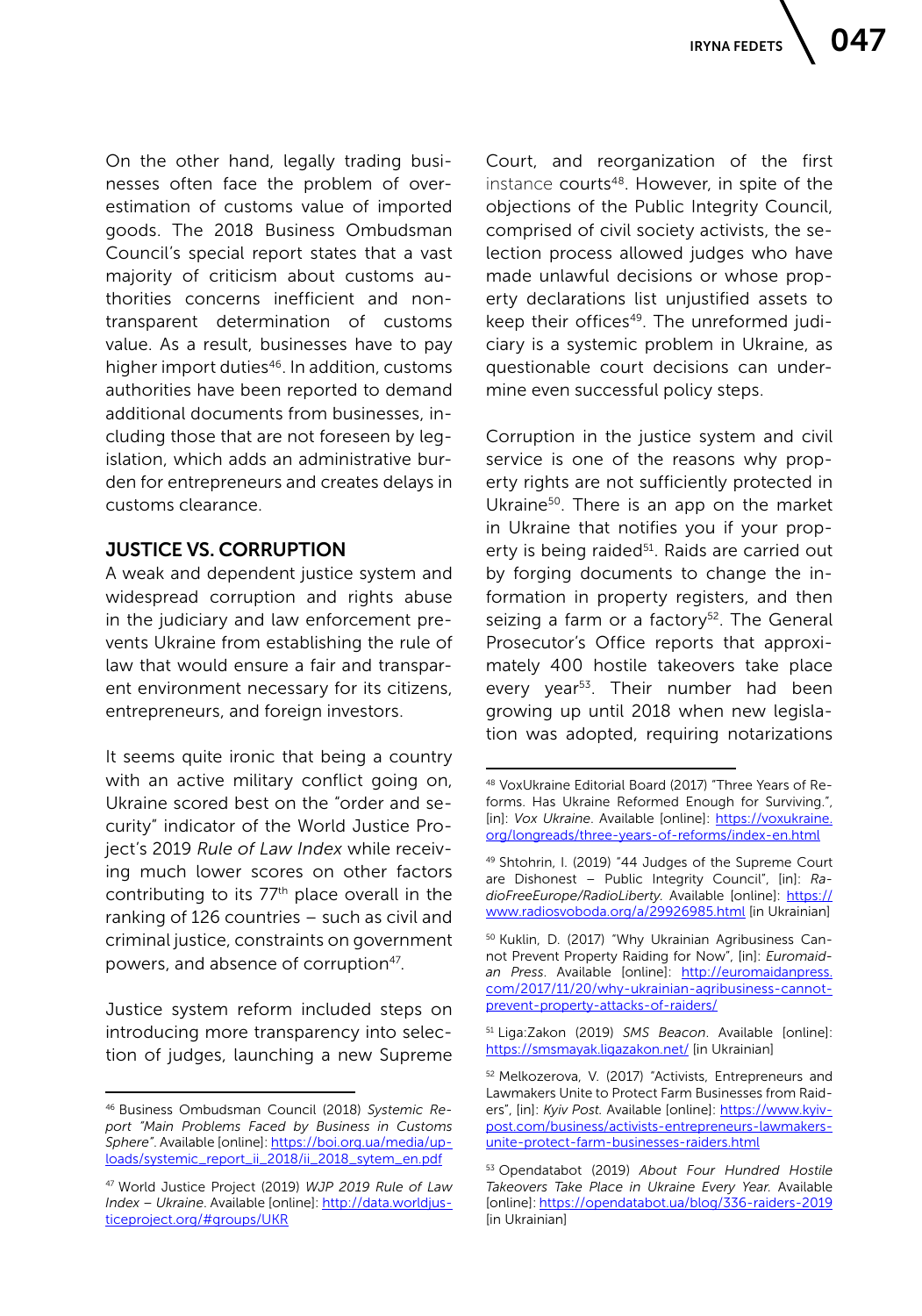On the other hand, legally trading businesses often face the problem of overestimation of customs value of imported goods. The 2018 Business Ombudsman Council's special report states that a vast majority of criticism about customs authorities concerns inefficient and non-transparent determination of customs value. As a result, businesses have to pay higher import duties[46]. In addition, customs authorities have been reported to demand additional documents from businesses, including those that are not foreseen by legislation, which adds an administrative burden for entrepreneurs and creates delays in customs clearance.

## JUSTICE VS. CORRUPTION

A weak and dependent justice system and widespread corruption and rights abuse in the judiciary and law enforcement prevents Ukraine from establishing the rule of law that would ensure a fair and transparent environment necessary for its citizens, entrepreneurs, and foreign investors.

It seems quite ironic that being a country with an active military conflict going on, Ukraine scored best on the "order and security" indicator of the World Justice Project's 2019 *Rule of Law Index* while receiving much lower scores on other factors contributing to its 77th place overall in the ranking of 126 countries – such as civil and criminal justice, constraints on government powers, and absence of corruption[47].

Justice system reform included steps on introducing more transparency into selection of judges, launching a new Supreme Court, and reorganization of the first instance courts[48]. However, in spite of the objections of the Public Integrity Council, comprised of civil society activists, the selection process allowed judges who have made unlawful decisions or whose property declarations list unjustified assets to keep their offices[49]. The unreformed judiciary is a systemic problem in Ukraine, as questionable court decisions can undermine even successful policy steps.

Corruption in the justice system and civil service is one of the reasons why property rights are not sufficiently protected in Ukraine[50]. There is an app on the market in Ukraine that notifies you if your property is being raided[51]. Raids are carried out by forging documents to change the information in property registers, and then seizing a farm or a factory[52]. The General Prosecutor's Office reports that approximately 400 hostile takeovers take place every year[53]. Their number had been growing up until 2018 when new legislation was adopted, requiring notarizations

---

[46] Business Ombudsman Council (2018) *Systemic Report "Main Problems Faced by Business in Customs Sphere"*. Available [online]: https://boi.org.ua/media/uploads/systemic_report_ii_2018/ii_2018_sytem_en.pdf

[47] World Justice Project (2019) *WJP 2019 Rule of Law Index – Ukraine*. Available [online]: http://data.worldjusticeproject.org/#groups/UKR

[48] VoxUkraine Editorial Board (2017) "Three Years of Reforms. Has Ukraine Reformed Enough for Surviving.", [in]: *Vox Ukraine*. Available [online]: https://voxukraine.org/longreads/three-years-of-reforms/index-en.html

[49] Shtohrin, I. (2019) "44 Judges of the Supreme Court are Dishonest – Public Integrity Council", [in]: *RadioFreeEurope/RadioLiberty*. Available [online]: https://www.radiosvoboda.org/a/29926985.html [in Ukrainian]

[50] Kuklin, D. (2017) "Why Ukrainian Agribusiness Cannot Prevent Property Raiding for Now", [in]: *Euromaidan Press*. Available [online]: http://euromaidanpress.com/2017/11/20/why-ukrainian-agribusiness-cannot-prevent-property-attacks-of-raiders/

[51] Liga:Zakon (2019) *SMS Beacon*. Available [online]: https://smsmayak.ligazakon.net/ [in Ukrainian]

[52] Melkozerova, V. (2017) "Activists, Entrepreneurs and Lawmakers Unite to Protect Farm Businesses from Raiders", [in]: *Kyiv Post*. Available [online]: https://www.kyivpost.com/business/activists-entrepreneurs-lawmakers-unite-protect-farm-businesses-raiders.html

[53] Opendatabot (2019) *About Four Hundred Hostile Takeovers Take Place in Ukraine Every Year*. Available [online]: https://opendatabot.ua/blog/336-raiders-2019 [in Ukrainian]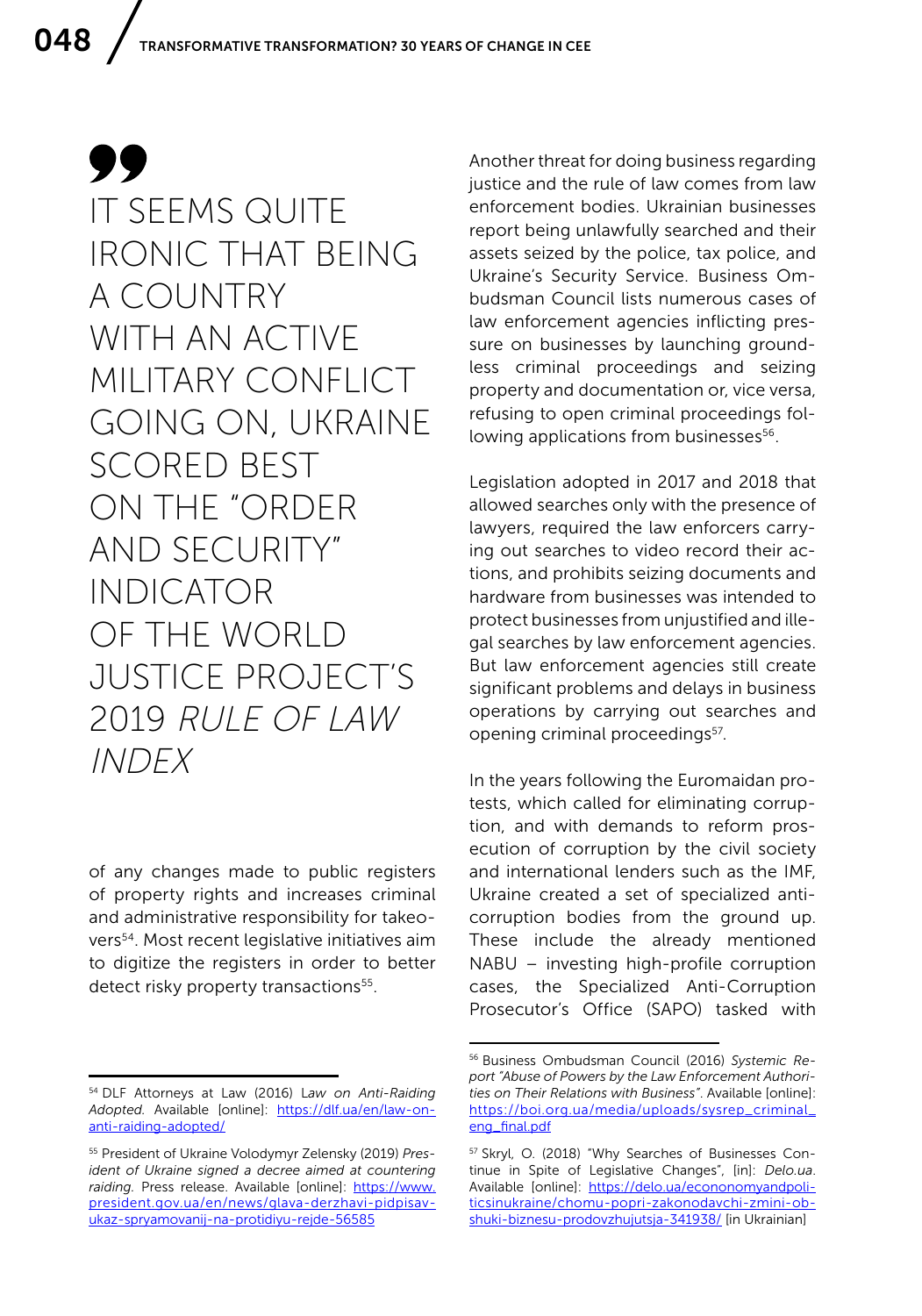> IT SEEMS QUITE IRONIC THAT BEING A COUNTRY WITH AN ACTIVE MILITARY CONFLICT GOING ON, UKRAINE SCORED BEST ON THE "ORDER AND SECURITY" INDICATOR OF THE WORLD JUSTICE PROJECT'S 2019 *RULE OF LAW INDEX*

of any changes made to public registers of property rights and increases criminal and administrative responsibility for takeovers[54]. Most recent legislative initiatives aim to digitize the registers in order to better detect risky property transactions[55].

Another threat for doing business regarding justice and the rule of law comes from law enforcement bodies. Ukrainian businesses report being unlawfully searched and their assets seized by the police, tax police, and Ukraine's Security Service. Business Ombudsman Council lists numerous cases of law enforcement agencies inflicting pressure on businesses by launching groundless criminal proceedings and seizing property and documentation or, vice versa, refusing to open criminal proceedings following applications from businesses[56].

Legislation adopted in 2017 and 2018 that allowed searches only with the presence of lawyers, required the law enforcers carrying out searches to video record their actions, and prohibits seizing documents and hardware from businesses was intended to protect businesses from unjustified and illegal searches by law enforcement agencies. But law enforcement agencies still create significant problems and delays in business operations by carrying out searches and opening criminal proceedings[57].

In the years following the Euromaidan protests, which called for eliminating corruption, and with demands to reform prosecution of corruption by the civil society and international lenders such as the IMF, Ukraine created a set of specialized anti-corruption bodies from the ground up. These include the already mentioned NABU – investing high-profile corruption cases, the Specialized Anti-Corruption Prosecutor's Office (SAPO) tasked with

---

[54] DLF Attorneys at Law (2016) *Law on Anti-Raiding Adopted*. Available [online]: https://dlf.ua/en/law-on-anti-raiding-adopted/

[55] President of Ukraine Volodymyr Zelensky (2019) *President of Ukraine signed a decree aimed at countering raiding*. Press release. Available [online]: https://www.president.gov.ua/en/news/glava-derzhavi-pidpisav-ukaz-spryamovanij-na-protidiyu-rejde-56585

[56] Business Ombudsman Council (2016) *Systemic Report "Abuse of Powers by the Law Enforcement Authorities on Their Relations with Business"*. Available [online]: https://boi.org.ua/media/uploads/sysrep_criminal_eng_final.pdf

[57] Skryl, O. (2018) "Why Searches of Businesses Continue in Spite of Legislative Changes", [in]: *Delo.ua*. Available [online]: https://delo.ua/econonomyandpoliticsinukraine/chomu-popri-zakonodavchi-zmini-obshuki-biznesu-prodovzhujutsja-341938/ [in Ukrainian]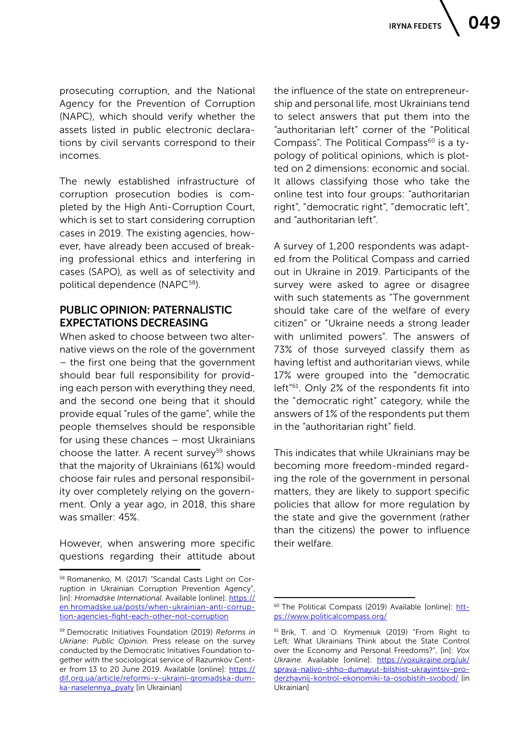prosecuting corruption, and the National Agency for the Prevention of Corruption (NAPC), which should verify whether the assets listed in public electronic declarations by civil servants correspond to their incomes.

The newly established infrastructure of corruption prosecution bodies is completed by the High Anti-Corruption Court, which is set to start considering corruption cases in 2019. The existing agencies, however, have already been accused of breaking professional ethics and interfering in cases (SAPO), as well as of selectivity and political dependence (NAPC[58]).

## PUBLIC OPINION: PATERNALISTIC EXPECTATIONS DECREASING

When asked to choose between two alternative views on the role of the government – the first one being that the government should bear full responsibility for providing each person with everything they need, and the second one being that it should provide equal "rules of the game", while the people themselves should be responsible for using these chances – most Ukrainians choose the latter. A recent survey[59] shows that the majority of Ukrainians (61%) would choose fair rules and personal responsibility over completely relying on the government. Only a year ago, in 2018, this share was smaller: 45%.

However, when answering more specific questions regarding their attitude about the influence of the state on entrepreneurship and personal life, most Ukrainians tend to select answers that put them into the "authoritarian left" corner of the "Political Compass". The Political Compass[60] is a typology of political opinions, which is plotted on 2 dimensions: economic and social. It allows classifying those who take the online test into four groups: "authoritarian right", "democratic right", "democratic left", and "authoritarian left".

A survey of 1,200 respondents was adapted from the Political Compass and carried out in Ukraine in 2019. Participants of the survey were asked to agree or disagree with such statements as "The government should take care of the welfare of every citizen" or "Ukraine needs a strong leader with unlimited powers". The answers of 73% of those surveyed classify them as having leftist and authoritarian views, while 17% were grouped into the "democratic left"[61]. Only 2% of the respondents fit into the "democratic right" category, while the answers of 1% of the respondents put them in the "authoritarian right" field.

This indicates that while Ukrainians may be becoming more freedom-minded regarding the role of the government in personal matters, they are likely to support specific policies that allow for more regulation by the state and give the government (rather than the citizens) the power to influence their welfare.

---

[58] Romanenko, M. (2017) "Scandal Casts Light on Corruption in Ukrainian Corruption Prevention Agency", [in]: *Hromadske International*. Available [online]: https://en.hromadske.ua/posts/when-ukrainian-anti-corruption-agencies-fight-each-other-not-corruption

[59] Democratic Initiatives Foundation (2019) *Reforms in Ukriane: Public Opinion*. Press release on the survey conducted by the Democratic Initiatives Foundation together with the sociological service of Razumkov Center from 13 to 20 June 2019. Available [online]: https://dif.org.ua/article/reformi-v-ukraini-gromadska-dumka-naselennya_pyaty [in Ukrainian]

[60] The Political Compass (2019) Available [online]: https://www.politicalcompass.org/

[61] Brik, T. and O. Krymeniuk (2019) "From Right to Left: What Ukrainians Think about the State Control over the Economy and Personal Freedoms?", [in]: *Vox Ukraine*. Available [online]: https://voxukraine.org/uk/sprava-nalivo-shho-dumayut-bilshist-ukrayintsiv-pro-derzhavnij-kontrol-ekonomiki-ta-osobistih-svobod/ [in Ukrainian]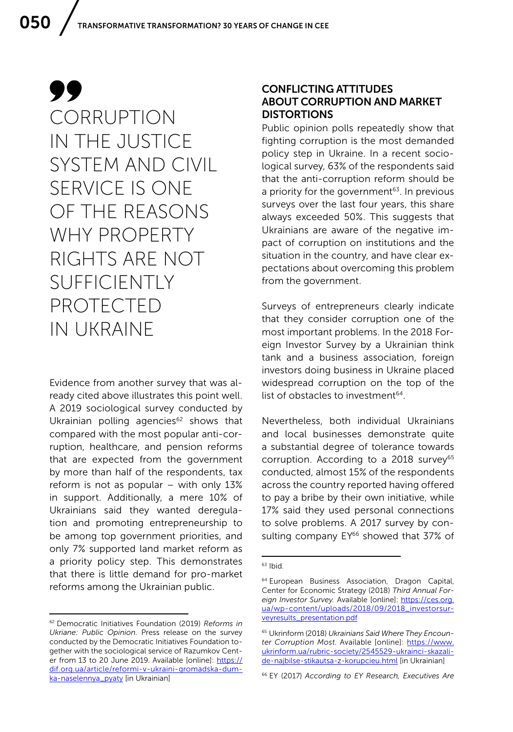> CORRUPTION IN THE JUSTICE SYSTEM AND CIVIL SERVICE IS ONE OF THE REASONS WHY PROPERTY RIGHTS ARE NOT SUFFICIENTLY PROTECTED IN UKRAINE

Evidence from another survey that was already cited above illustrates this point well. A 2019 sociological survey conducted by Ukrainian polling agencies[62] shows that compared with the most popular anti-corruption, healthcare, and pension reforms that are expected from the government by more than half of the respondents, tax reform is not as popular – with only 13% in support. Additionally, a mere 10% of Ukrainians said they wanted deregulation and promoting entrepreneurship to be among top government priorities, and only 7% supported land market reform as a priority policy step. This demonstrates that there is little demand for pro-market reforms among the Ukrainian public.

## CONFLICTING ATTITUDES ABOUT CORRUPTION AND MARKET DISTORTIONS

Public opinion polls repeatedly show that fighting corruption is the most demanded policy step in Ukraine. In a recent sociological survey, 63% of the respondents said that the anti-corruption reform should be a priority for the government[63]. In previous surveys over the last four years, this share always exceeded 50%. This suggests that Ukrainians are aware of the negative impact of corruption on institutions and the situation in the country, and have clear expectations about overcoming this problem from the government.

Surveys of entrepreneurs clearly indicate that they consider corruption one of the most important problems. In the 2018 Foreign Investor Survey by a Ukrainian think tank and a business association, foreign investors doing business in Ukraine placed widespread corruption on the top of the list of obstacles to investment[64].

Nevertheless, both individual Ukrainians and local businesses demonstrate quite a substantial degree of tolerance towards corruption. According to a 2018 survey[65] conducted, almost 15% of the respondents across the country reported having offered to pay a bribe by their own initiative, while 17% said they used personal connections to solve problems. A 2017 survey by consulting company EY[66] showed that 37% of

---

[62] Democratic Initiatives Foundation (2019) *Reforms in Ukriane: Public Opinion.* Press release on the survey conducted by the Democratic Initiatives Foundation together with the sociological service of Razumkov Center from 13 to 20 June 2019. Available [online]: https://dif.org.ua/article/reformi-v-ukraini-gromadska-dumka-naselennya_pyaty [in Ukrainian]

[63] Ibid.

[64] European Business Association, Dragon Capital, Center for Economic Strategy (2018) *Third Annual Foreign Investor Survey.* Available [online]: https://ces.org.ua/wp-content/uploads/2018/09/2018_investorsurveyresults_presentation.pdf

[65] Ukrinform (2018) *Ukrainians Said Where They Encounter Corruption Most.* Available [online]: https://www.ukrinform.ua/rubric-society/2545529-ukrainci-skazali-de-najbilse-stikautsa-z-korupcieu.html [in Ukrainian]

[66] EY (2017) *According to EY Research, Executives Are*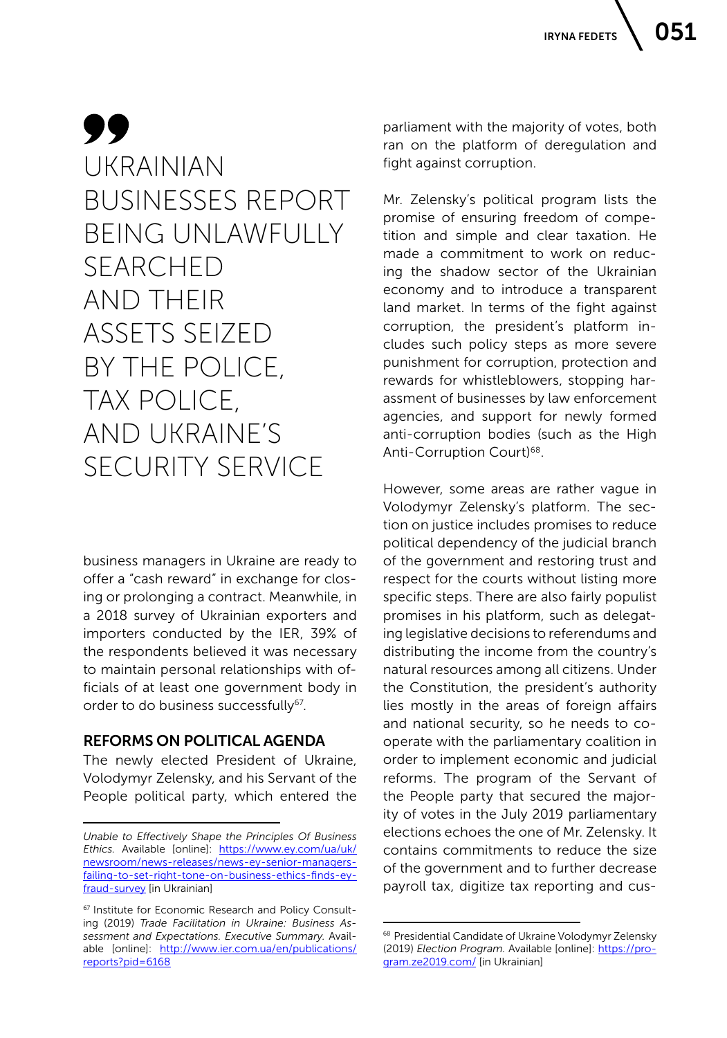> UKRAINIAN BUSINESSES REPORT BEING UNLAWFULLY SEARCHED AND THEIR ASSETS SEIZED BY THE POLICE, TAX POLICE, AND UKRAINE'S SECURITY SERVICE

business managers in Ukraine are ready to offer a "cash reward" in exchange for closing or prolonging a contract. Meanwhile, in a 2018 survey of Ukrainian exporters and importers conducted by the IER, 39% of the respondents believed it was necessary to maintain personal relationships with officials of at least one government body in order to do business successfully[67].

## REFORMS ON POLITICAL AGENDA

The newly elected President of Ukraine, Volodymyr Zelensky, and his Servant of the People political party, which entered the parliament with the majority of votes, both ran on the platform of deregulation and fight against corruption.

Mr. Zelensky's political program lists the promise of ensuring freedom of competition and simple and clear taxation. He made a commitment to work on reducing the shadow sector of the Ukrainian economy and to introduce a transparent land market. In terms of the fight against corruption, the president's platform includes such policy steps as more severe punishment for corruption, protection and rewards for whistleblowers, stopping harassment of businesses by law enforcement agencies, and support for newly formed anti-corruption bodies (such as the High Anti-Corruption Court)[68].

However, some areas are rather vague in Volodymyr Zelensky's platform. The section on justice includes promises to reduce political dependency of the judicial branch of the government and restoring trust and respect for the courts without listing more specific steps. There are also fairly populist promises in his platform, such as delegating legislative decisions to referendums and distributing the income from the country's natural resources among all citizens. Under the Constitution, the president's authority lies mostly in the areas of foreign affairs and national security, so he needs to cooperate with the parliamentary coalition in order to implement economic and judicial reforms. The program of the Servant of the People party that secured the majority of votes in the July 2019 parliamentary elections echoes the one of Mr. Zelensky. It contains commitments to reduce the size of the government and to further decrease payroll tax, digitize tax reporting and cus-

---

*Unable to Effectively Shape the Principles Of Business Ethics.* Available [online]: https://www.ey.com/ua/uk/newsroom/news-releases/news-ey-senior-managers-failing-to-set-right-tone-on-business-ethics-finds-ey-fraud-survey [in Ukrainian]

[67] Institute for Economic Research and Policy Consulting (2019) *Trade Facilitation in Ukraine: Business Assessment and Expectations. Executive Summary.* Available [online]: http://www.ier.com.ua/en/publications/reports?pid=6168

[68] Presidential Candidate of Ukraine Volodymyr Zelensky (2019) *Election Program.* Available [online]: https://program.ze2019.com/ [in Ukrainian]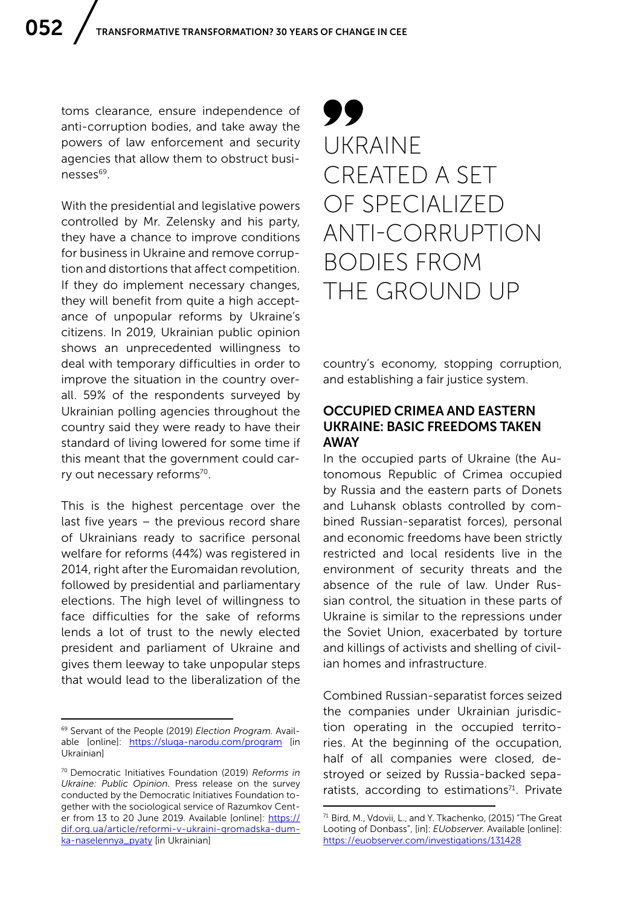toms clearance, ensure independence of anti-corruption bodies, and take away the powers of law enforcement and security agencies that allow them to obstruct businesses[69].

With the presidential and legislative powers controlled by Mr. Zelensky and his party, they have a chance to improve conditions for business in Ukraine and remove corruption and distortions that affect competition. If they do implement necessary changes, they will benefit from quite a high acceptance of unpopular reforms by Ukraine's citizens. In 2019, Ukrainian public opinion shows an unprecedented willingness to deal with temporary difficulties in order to improve the situation in the country overall. 59% of the respondents surveyed by Ukrainian polling agencies throughout the country said they were ready to have their standard of living lowered for some time if this meant that the government could carry out necessary reforms[70].

This is the highest percentage over the last five years – the previous record share of Ukrainians ready to sacrifice personal welfare for reforms (44%) was registered in 2014, right after the Euromaidan revolution, followed by presidential and parliamentary elections. The high level of willingness to face difficulties for the sake of reforms lends a lot of trust to the newly elected president and parliament of Ukraine and gives them leeway to take unpopular steps that would lead to the liberalization of the country's economy, stopping corruption, and establishing a fair justice system.

> UKRAINE CREATED A SET OF SPECIALIZED ANTI-CORRUPTION BODIES FROM THE GROUND UP

## OCCUPIED CRIMEA AND EASTERN UKRAINE: BASIC FREEDOMS TAKEN AWAY

In the occupied parts of Ukraine (the Autonomous Republic of Crimea occupied by Russia and the eastern parts of Donets and Luhansk oblasts controlled by combined Russian-separatist forces), personal and economic freedoms have been strictly restricted and local residents live in the environment of security threats and the absence of the rule of law. Under Russian control, the situation in these parts of Ukraine is similar to the repressions under the Soviet Union, exacerbated by torture and killings of activists and shelling of civilian homes and infrastructure.

Combined Russian-separatist forces seized the companies under Ukrainian jurisdiction operating in the occupied territories. At the beginning of the occupation, half of all companies were closed, destroyed or seized by Russia-backed separatists, according to estimations[71]. Private

---

[69] Servant of the People (2019) *Election Program.* Available [online]: https://sluga-narodu.com/program [in Ukrainian]

[70] Democratic Initiatives Foundation (2019) *Reforms in Ukraine: Public Opinion.* Press release on the survey conducted by the Democratic Initiatives Foundation together with the sociological service of Razumkov Center from 13 to 20 June 2019. Available [online]: https://dif.org.ua/article/reformi-v-ukraini-gromadska-dumka-naselennya_pyaty [in Ukrainian]

[71] Bird, M., Vdovii, L., and Y. Tkachenko, (2015) "The Great Looting of Donbass", [in]: *EUobserver.* Available [online]: https://euobserver.com/investigations/131428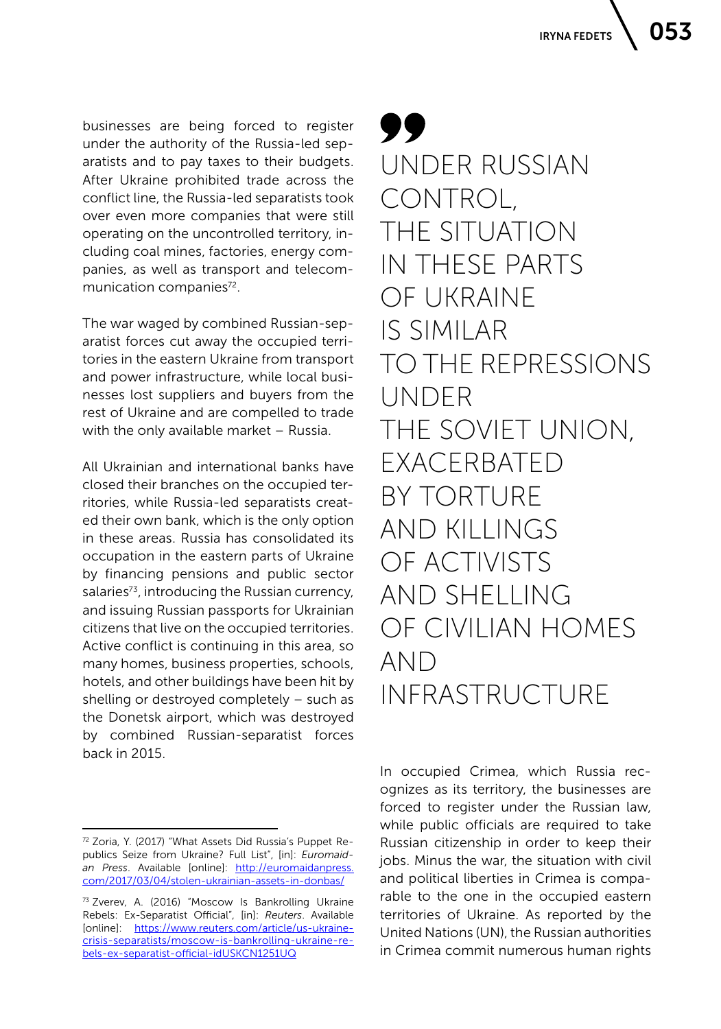businesses are being forced to register under the authority of the Russia-led separatists and to pay taxes to their budgets. After Ukraine prohibited trade across the conflict line, the Russia-led separatists took over even more companies that were still operating on the uncontrolled territory, including coal mines, factories, energy companies, as well as transport and telecommunication companies[72].

The war waged by combined Russian-separatist forces cut away the occupied territories in the eastern Ukraine from transport and power infrastructure, while local businesses lost suppliers and buyers from the rest of Ukraine and are compelled to trade with the only available market – Russia.

All Ukrainian and international banks have closed their branches on the occupied territories, while Russia-led separatists created their own bank, which is the only option in these areas. Russia has consolidated its occupation in the eastern parts of Ukraine by financing pensions and public sector salaries[73], introducing the Russian currency, and issuing Russian passports for Ukrainian citizens that live on the occupied territories. Active conflict is continuing in this area, so many homes, business properties, schools, hotels, and other buildings have been hit by shelling or destroyed completely – such as the Donetsk airport, which was destroyed by combined Russian-separatist forces back in 2015.

> UNDER RUSSIAN CONTROL, THE SITUATION IN THESE PARTS OF UKRAINE IS SIMILAR TO THE REPRESSIONS UNDER THE SOVIET UNION, EXACERBATED BY TORTURE AND KILLINGS OF ACTIVISTS AND SHELLING OF CIVILIAN HOMES AND INFRASTRUCTURE

In occupied Crimea, which Russia recognizes as its territory, the businesses are forced to register under the Russian law, while public officials are required to take Russian citizenship in order to keep their jobs. Minus the war, the situation with civil and political liberties in Crimea is comparable to the one in the occupied eastern territories of Ukraine. As reported by the United Nations (UN), the Russian authorities in Crimea commit numerous human rights

---

[72] Zoria, Y. (2017) "What Assets Did Russia's Puppet Republics Seize from Ukraine? Full List", [in]: *Euromaidan Press*. Available [online]: http://euromaidanpress.com/2017/03/04/stolen-ukrainian-assets-in-donbas/

[73] Zverev, A. (2016) "Moscow Is Bankrolling Ukraine Rebels: Ex-Separatist Official", [in]: *Reuters*. Available [online]: https://www.reuters.com/article/us-ukraine-crisis-separatists/moscow-is-bankrolling-ukraine-rebels-ex-separatist-official-idUSKCN1251UQ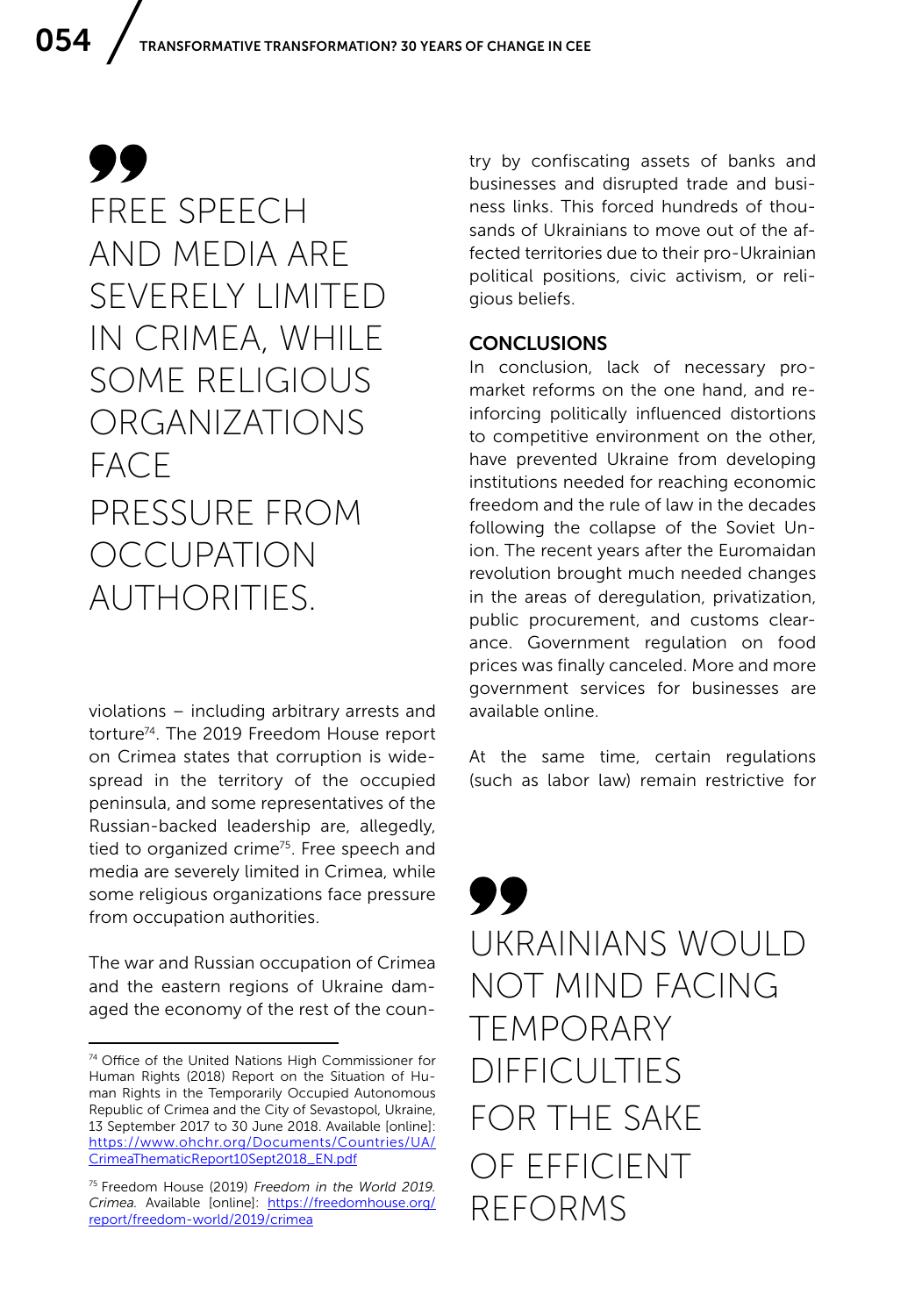> FREE SPEECH AND MEDIA ARE SEVERELY LIMITED IN CRIMEA, WHILE SOME RELIGIOUS ORGANIZATIONS FACE PRESSURE FROM OCCUPATION AUTHORITIES.

violations – including arbitrary arrests and torture[74]. The 2019 Freedom House report on Crimea states that corruption is widespread in the territory of the occupied peninsula, and some representatives of the Russian-backed leadership are, allegedly, tied to organized crime[75]. Free speech and media are severely limited in Crimea, while some religious organizations face pressure from occupation authorities.

The war and Russian occupation of Crimea and the eastern regions of Ukraine damaged the economy of the rest of the country by confiscating assets of banks and businesses and disrupted trade and business links. This forced hundreds of thousands of Ukrainians to move out of the affected territories due to their pro-Ukrainian political positions, civic activism, or religious beliefs.

## CONCLUSIONS

In conclusion, lack of necessary pro-market reforms on the one hand, and reinforcing politically influenced distortions to competitive environment on the other, have prevented Ukraine from developing institutions needed for reaching economic freedom and the rule of law in the decades following the collapse of the Soviet Union. The recent years after the Euromaidan revolution brought much needed changes in the areas of deregulation, privatization, public procurement, and customs clearance. Government regulation on food prices was finally canceled. More and more government services for businesses are available online.

At the same time, certain regulations (such as labor law) remain restrictive for

> UKRAINIANS WOULD NOT MIND FACING TEMPORARY DIFFICULTIES FOR THE SAKE OF EFFICIENT REFORMS

---

[74] Office of the United Nations High Commissioner for Human Rights (2018) Report on the Situation of Human Rights in the Temporarily Occupied Autonomous Republic of Crimea and the City of Sevastopol, Ukraine, 13 September 2017 to 30 June 2018. Available [online]: https://www.ohchr.org/Documents/Countries/UA/CrimeaThematicReport10Sept2018_EN.pdf

[75] Freedom House (2019) *Freedom in the World 2019. Crimea.* Available [online]: https://freedomhouse.org/report/freedom-world/2019/crimea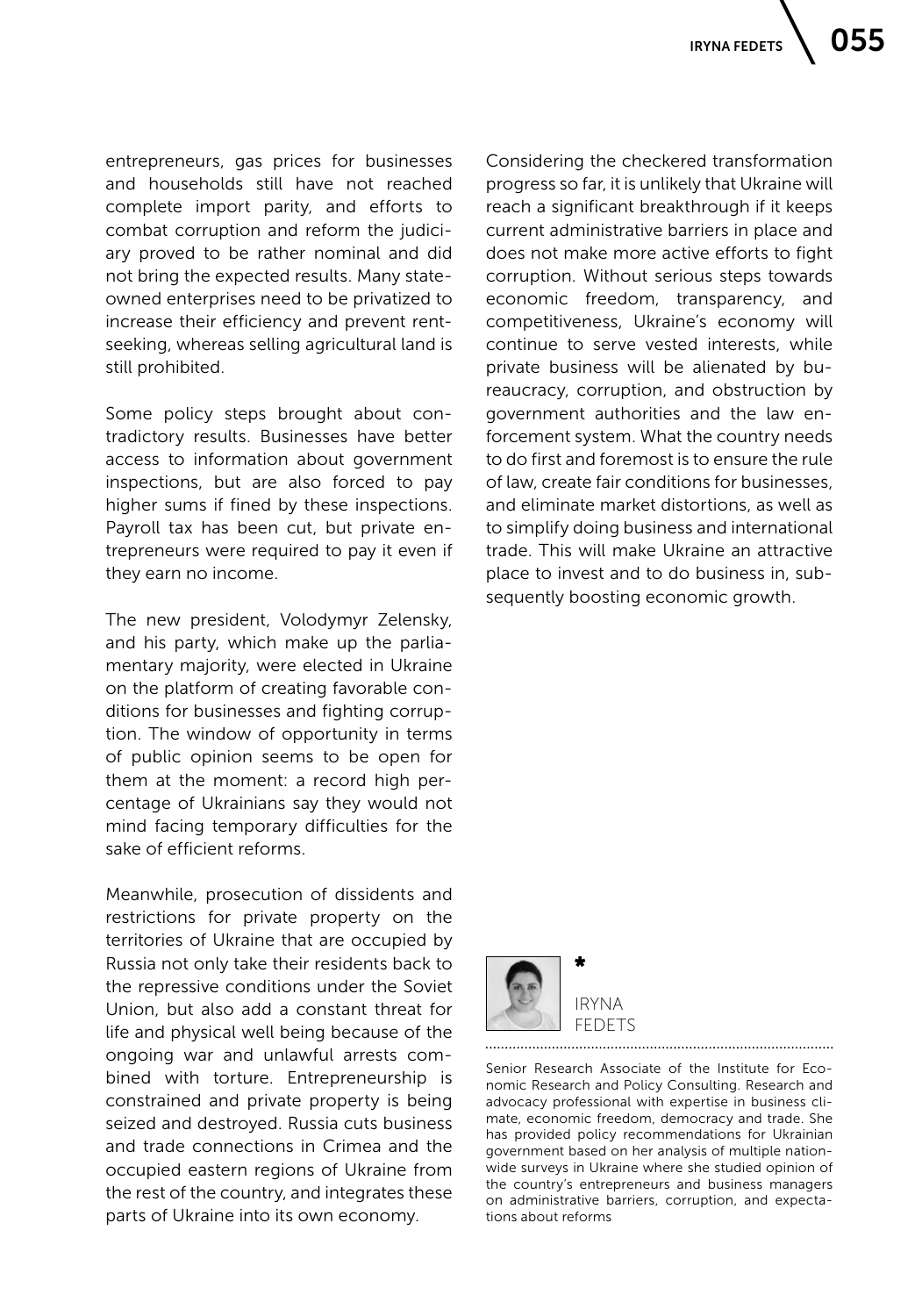entrepreneurs, gas prices for businesses and households still have not reached complete import parity, and efforts to combat corruption and reform the judiciary proved to be rather nominal and did not bring the expected results. Many state-owned enterprises need to be privatized to increase their efficiency and prevent rent-seeking, whereas selling agricultural land is still prohibited.

Some policy steps brought about contradictory results. Businesses have better access to information about government inspections, but are also forced to pay higher sums if fined by these inspections. Payroll tax has been cut, but private entrepreneurs were required to pay it even if they earn no income.

The new president, Volodymyr Zelensky, and his party, which make up the parliamentary majority, were elected in Ukraine on the platform of creating favorable conditions for businesses and fighting corruption. The window of opportunity in terms of public opinion seems to be open for them at the moment: a record high percentage of Ukrainians say they would not mind facing temporary difficulties for the sake of efficient reforms.

Meanwhile, prosecution of dissidents and restrictions for private property on the territories of Ukraine that are occupied by Russia not only take their residents back to the repressive conditions under the Soviet Union, but also add a constant threat for life and physical well being because of the ongoing war and unlawful arrests combined with torture. Entrepreneurship is constrained and private property is being seized and destroyed. Russia cuts business and trade connections in Crimea and the occupied eastern regions of Ukraine from the rest of the country, and integrates these parts of Ukraine into its own economy.

Considering the checkered transformation progress so far, it is unlikely that Ukraine will reach a significant breakthrough if it keeps current administrative barriers in place and does not make more active efforts to fight corruption. Without serious steps towards economic freedom, transparency, and competitiveness, Ukraine's economy will continue to serve vested interests, while private business will be alienated by bureaucracy, corruption, and obstruction by government authorities and the law enforcement system. What the country needs to do first and foremost is to ensure the rule of law, create fair conditions for businesses, and eliminate market distortions, as well as to simplify doing business and international trade. This will make Ukraine an attractive place to invest and to do business in, subsequently boosting economic growth.

*

IRYNA FEDETS

Senior Research Associate of the Institute for Economic Research and Policy Consulting. Research and advocacy professional with expertise in business climate, economic freedom, democracy and trade. She has provided policy recommendations for Ukrainian government based on her analysis of multiple nationwide surveys in Ukraine where she studied opinion of the country's entrepreneurs and business managers on administrative barriers, corruption, and expectations about reforms